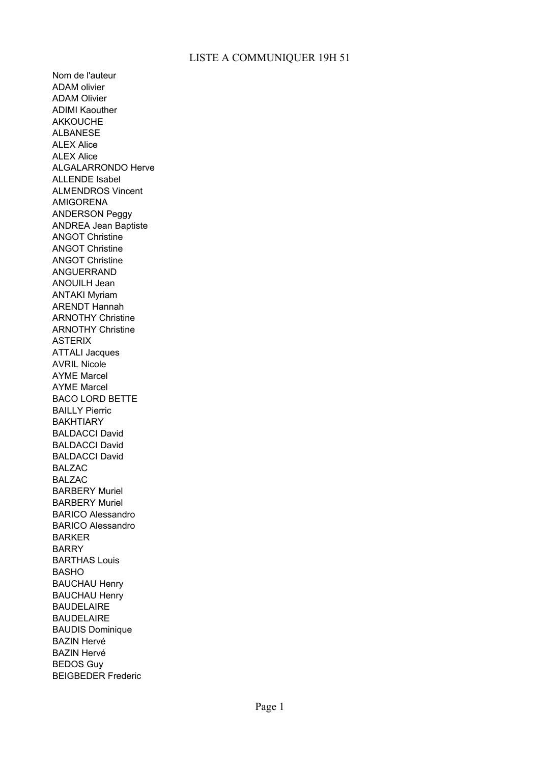# LISTE A COMMUNIQUER 19H 51

Nom de l'auteur
ADAM olivier
ADAM Olivier
ADIMI Kaouther
AKKOUCHE
ALBANESE
ALEX Alice
ALEX Alice
ALGALARRONDO Herve
ALLENDE Isabel
ALMENDROS Vincent
AMIGORENA
ANDERSON Peggy
ANDREA Jean Baptiste
ANGOT Christine
ANGOT Christine
ANGOT Christine
ANGUERRAND
ANOUILH Jean
ANTAKI Myriam
ARENDT Hannah
ARNOTHY Christine
ARNOTHY Christine
ASTERIX
ATTALI Jacques
AVRIL Nicole
AYME Marcel
AYME Marcel
BACO LORD BETTE
BAILLY Pierric
BAKHTIARY
BALDACCI David
BALDACCI David
BALDACCI David
BALZAC
BALZAC
BARBERY Muriel
BARBERY Muriel
BARICO Alessandro
BARICO Alessandro
BARKER
BARRY
BARTHAS Louis
BASHO
BAUCHAU Henry
BAUCHAU Henry
BAUDELAIRE
BAUDELAIRE
BAUDIS Dominique
BAZIN Hervé
BAZIN Hervé
BEDOS Guy
BEIGBEDER Frederic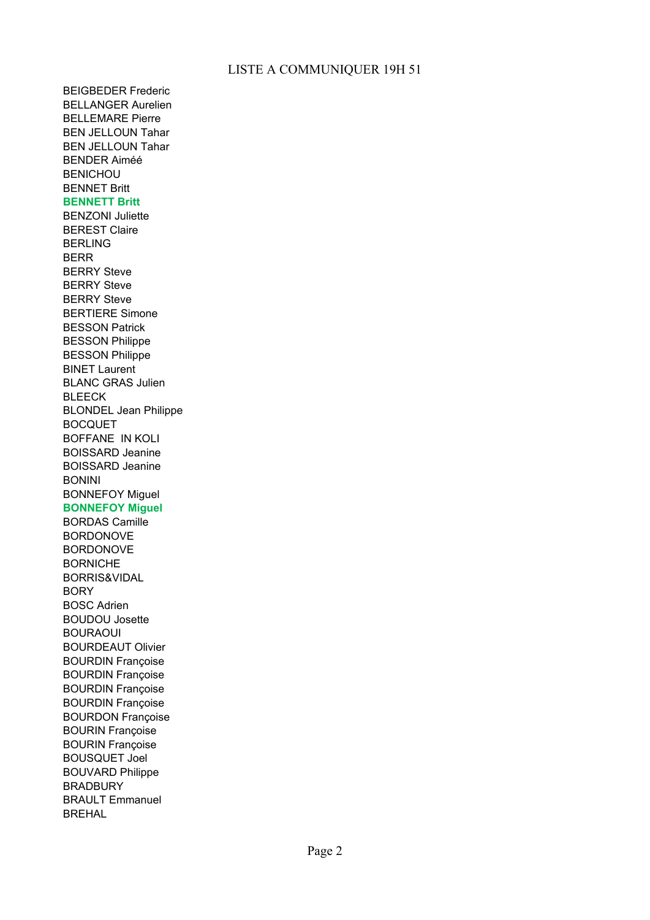LISTE A COMMUNIQUER 19H 51

BEIGBEDER Frederic
BELLANGER Aurelien
BELLEMARE Pierre
BEN JELLOUN Tahar
BEN JELLOUN Tahar
BENDER Aiméé
BENICHOU
BENNET Britt
**BENNETT Britt**
BENZONI Juliette
BEREST Claire
BERLING
BERR
BERRY Steve
BERRY Steve
BERRY Steve
BERTIERE Simone
BESSON Patrick
BESSON Philippe
BESSON Philippe
BINET Laurent
BLANC GRAS Julien
BLEECK
BLONDEL Jean Philippe
BOCQUET
BOFFANE  IN KOLI
BOISSARD Jeanine
BOISSARD Jeanine
BONINI
BONNEFOY Miguel
**BONNEFOY Miguel**
BORDAS Camille
BORDONOVE
BORDONOVE
BORNICHE
BORRIS&VIDAL
BORY
BOSC Adrien
BOUDOU Josette
BOURAOUI
BOURDEAUT Olivier
BOURDIN Françoise
BOURDIN Françoise
BOURDIN Françoise
BOURDIN Françoise
BOURDON Françoise
BOURIN Françoise
BOURIN Françoise
BOUSQUET Joel
BOUVARD Philippe
BRADBURY
BRAULT Emmanuel
BREHAL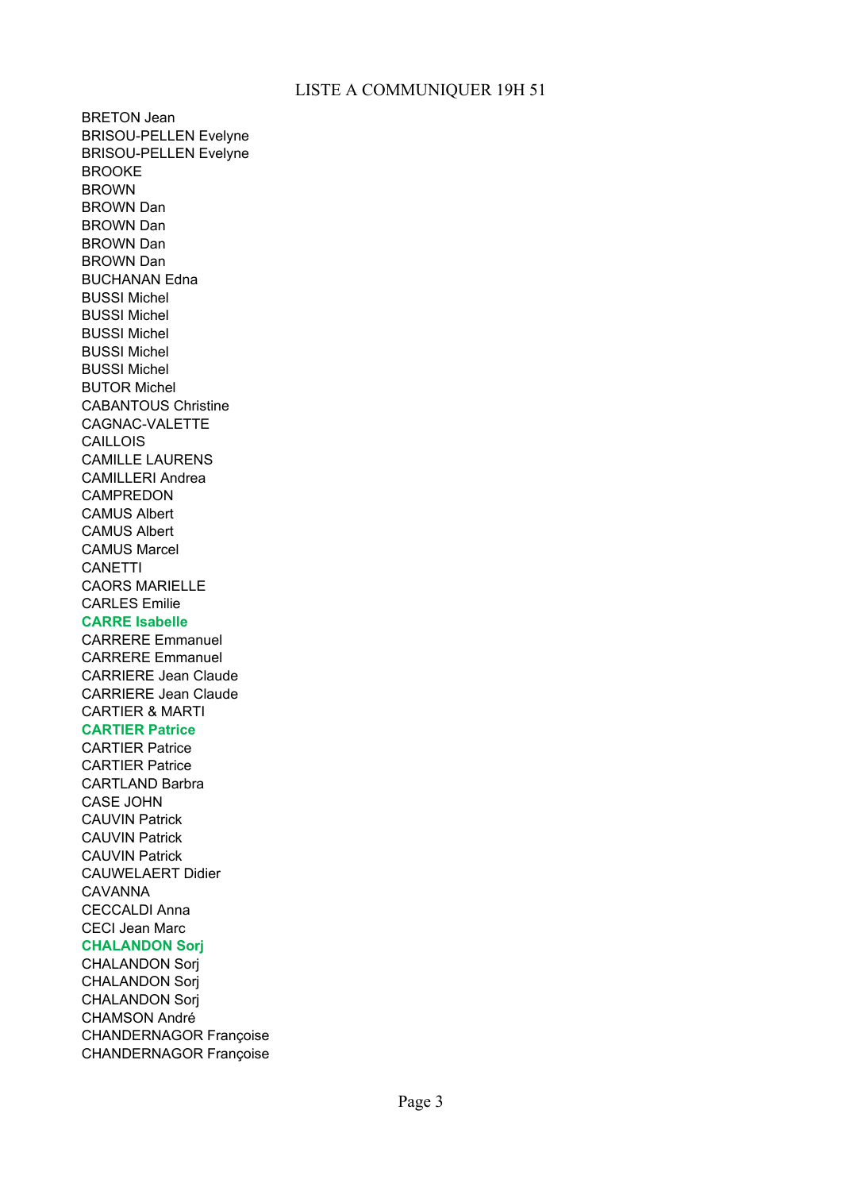LISTE A COMMUNIQUER 19H 51

BRETON Jean
BRISOU-PELLEN Evelyne
BRISOU-PELLEN Evelyne
BROOKE
BROWN
BROWN Dan
BROWN Dan
BROWN Dan
BROWN Dan
BUCHANAN Edna
BUSSI Michel
BUSSI Michel
BUSSI Michel
BUSSI Michel
BUSSI Michel
BUTOR Michel
CABANTOUS Christine
CAGNAC-VALETTE
CAILLOIS
CAMILLE LAURENS
CAMILLERI Andrea
CAMPREDON
CAMUS Albert
CAMUS Albert
CAMUS Marcel
CANETTI
CAORS MARIELLE
CARLES Emilie
**CARRE Isabelle**
CARRERE Emmanuel
CARRERE Emmanuel
CARRIERE Jean Claude
CARRIERE Jean Claude
CARTIER & MARTI
**CARTIER Patrice**
CARTIER Patrice
CARTIER Patrice
CARTLAND Barbra
CASE JOHN
CAUVIN Patrick
CAUVIN Patrick
CAUVIN Patrick
CAUWELAERT Didier
CAVANNA
CECCALDI Anna
CECI Jean Marc
**CHALANDON Sorj**
CHALANDON Sorj
CHALANDON Sorj
CHALANDON Sorj
CHAMSON André
CHANDERNAGOR Françoise
CHANDERNAGOR Françoise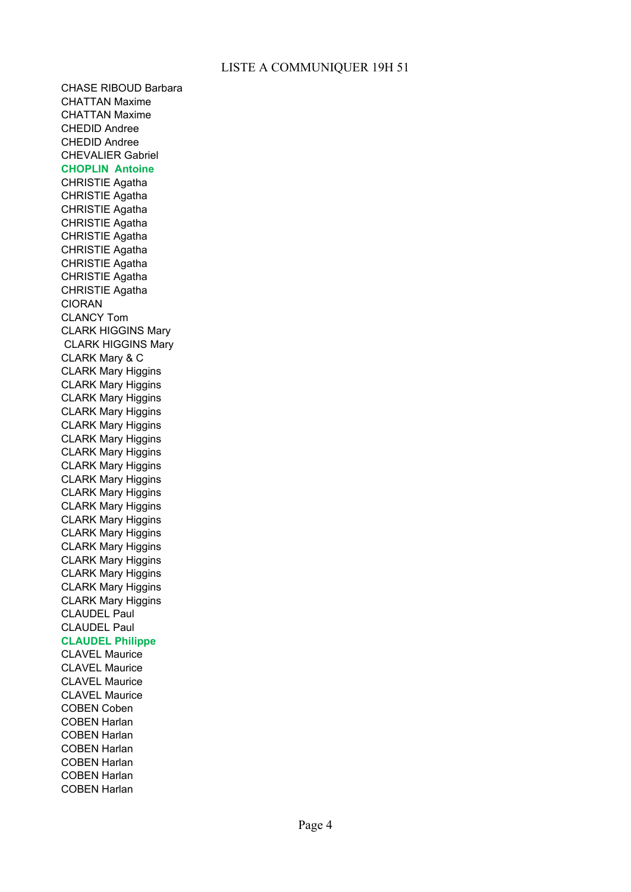LISTE A COMMUNIQUER 19H 51

CHASE RIBOUD Barbara
CHATTAN Maxime
CHATTAN Maxime
CHEDID Andree
CHEDID Andree
CHEVALIER Gabriel
**CHOPLIN  Antoine**
CHRISTIE Agatha
CHRISTIE Agatha
CHRISTIE Agatha
CHRISTIE Agatha
CHRISTIE Agatha
CHRISTIE Agatha
CHRISTIE Agatha
CHRISTIE Agatha
CHRISTIE Agatha
CIORAN
CLANCY Tom
CLARK HIGGINS Mary
CLARK HIGGINS Mary
CLARK Mary & C
CLARK Mary Higgins
CLARK Mary Higgins
CLARK Mary Higgins
CLARK Mary Higgins
CLARK Mary Higgins
CLARK Mary Higgins
CLARK Mary Higgins
CLARK Mary Higgins
CLARK Mary Higgins
CLARK Mary Higgins
CLARK Mary Higgins
CLARK Mary Higgins
CLARK Mary Higgins
CLARK Mary Higgins
CLARK Mary Higgins
CLARK Mary Higgins
CLARK Mary Higgins
CLARK Mary Higgins
CLAUDEL Paul
CLAUDEL Paul
**CLAUDEL Philippe**
CLAVEL Maurice
CLAVEL Maurice
CLAVEL Maurice
CLAVEL Maurice
COBEN Coben
COBEN Harlan
COBEN Harlan
COBEN Harlan
COBEN Harlan
COBEN Harlan
COBEN Harlan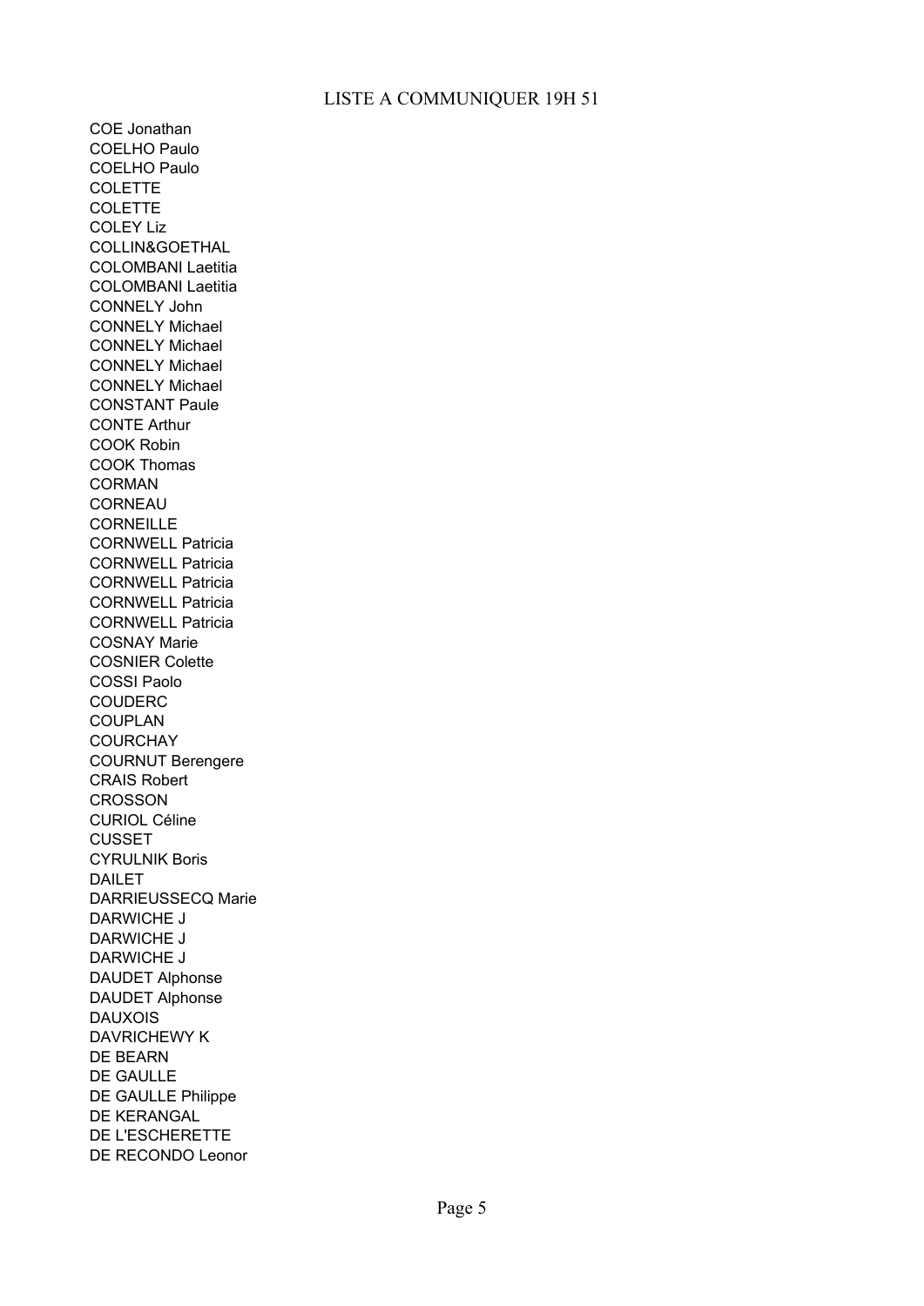LISTE A COMMUNIQUER 19H 51

COE Jonathan
COELHO Paulo
COELHO Paulo
COLETTE
COLETTE
COLEY Liz
COLLIN&GOETHAL
COLOMBANI Laetitia
COLOMBANI Laetitia
CONNELY John
CONNELY Michael
CONNELY Michael
CONNELY Michael
CONNELY Michael
CONSTANT Paule
CONTE Arthur
COOK Robin
COOK Thomas
CORMAN
CORNEAU
CORNEILLE
CORNWELL Patricia
CORNWELL Patricia
CORNWELL Patricia
CORNWELL Patricia
CORNWELL Patricia
COSNAY Marie
COSNIER Colette
COSSI Paolo
COUDERC
COUPLAN
COURCHAY
COURNUT Berengere
CRAIS Robert
CROSSON
CURIOL Céline
CUSSET
CYRULNIK Boris
DAILET
DARRIEUSSECQ Marie
DARWICHE J
DARWICHE J
DARWICHE J
DAUDET Alphonse
DAUDET Alphonse
DAUXOIS
DAVRICHEWY K
DE BEARN
DE GAULLE
DE GAULLE Philippe
DE KERANGAL
DE L'ESCHERETTE
DE RECONDO Leonor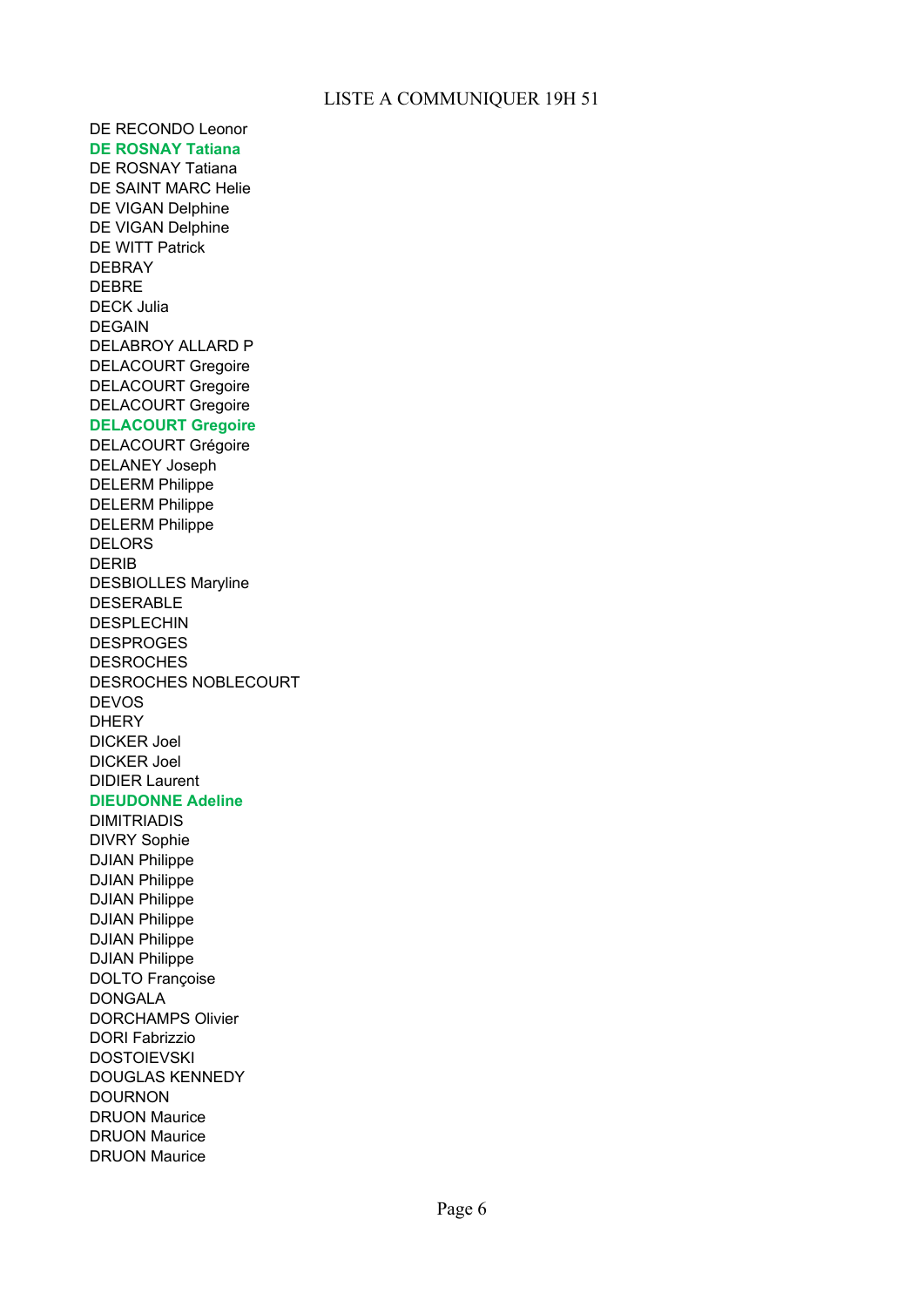LISTE A COMMUNIQUER 19H 51

DE RECONDO Leonor
**DE ROSNAY Tatiana**
DE ROSNAY Tatiana
DE SAINT MARC Helie
DE VIGAN Delphine
DE VIGAN Delphine
DE WITT Patrick
DEBRAY
DEBRE
DECK Julia
DEGAIN
DELABROY ALLARD P
DELACOURT Gregoire
DELACOURT Gregoire
DELACOURT Gregoire
**DELACOURT Gregoire**
DELACOURT Grégoire
DELANEY Joseph
DELERM Philippe
DELERM Philippe
DELERM Philippe
DELORS
DERIB
DESBIOLLES Maryline
DESERABLE
DESPLECHIN
DESPROGES
DESROCHES
DESROCHES NOBLECOURT
DEVOS
DHERY
DICKER Joel
DICKER Joel
DIDIER Laurent
**DIEUDONNE Adeline**
DIMITRIADIS
DIVRY Sophie
DJIAN Philippe
DJIAN Philippe
DJIAN Philippe
DJIAN Philippe
DJIAN Philippe
DJIAN Philippe
DOLTO Françoise
DONGALA
DORCHAMPS Olivier
DORI Fabrizzio
DOSTOIEVSKI
DOUGLAS KENNEDY
DOURNON
DRUON Maurice
DRUON Maurice
DRUON Maurice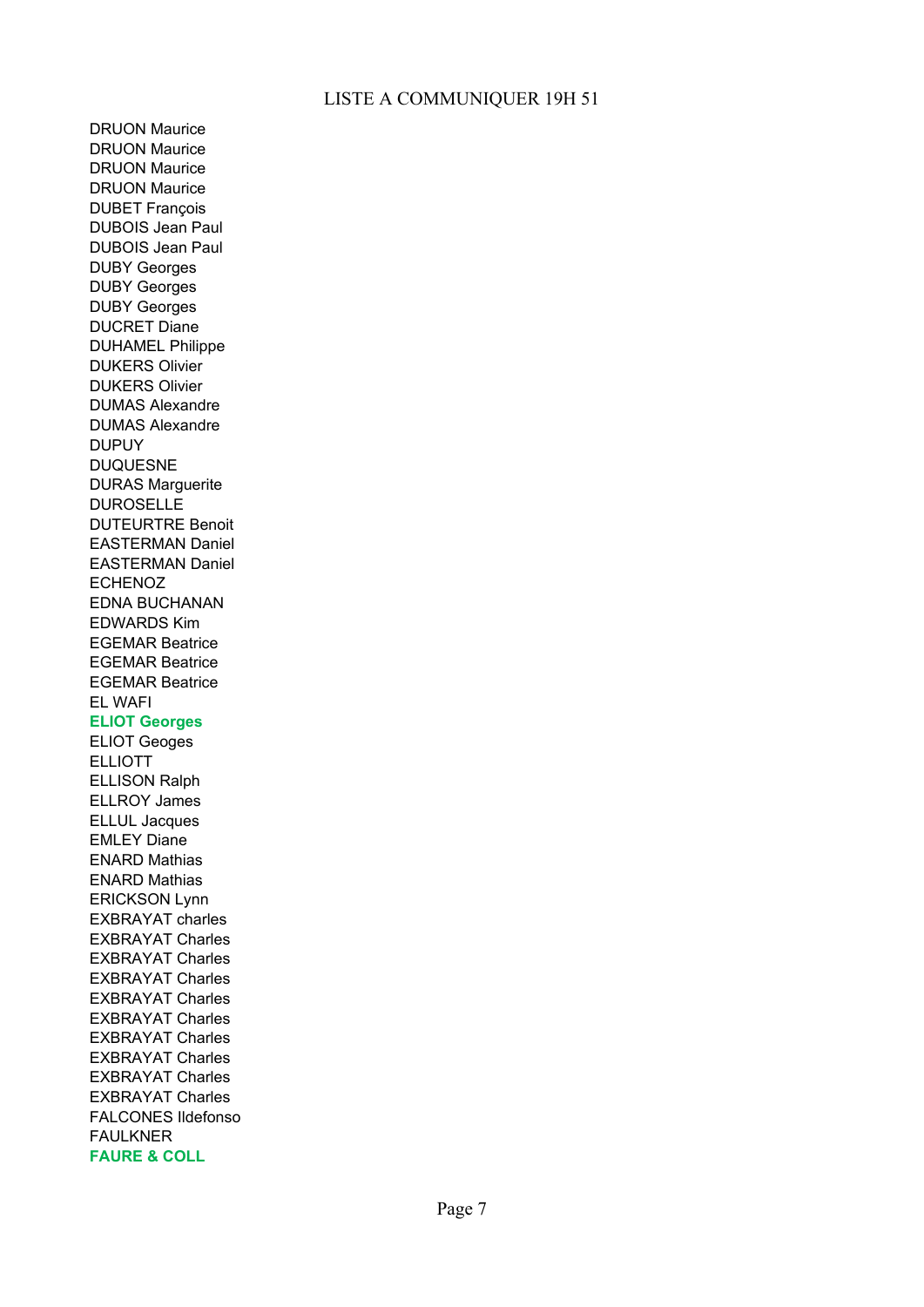LISTE A COMMUNIQUER 19H 51

DRUON Maurice
DRUON Maurice
DRUON Maurice
DRUON Maurice
DUBET François
DUBOIS Jean Paul
DUBOIS Jean Paul
DUBY Georges
DUBY Georges
DUBY Georges
DUCRET Diane
DUHAMEL Philippe
DUKERS Olivier
DUKERS Olivier
DUMAS Alexandre
DUMAS Alexandre
DUPUY
DUQUESNE
DURAS Marguerite
DUROSELLE
DUTEURTRE Benoit
EASTERMAN Daniel
EASTERMAN Daniel
ECHENOZ
EDNA BUCHANAN
EDWARDS Kim
EGEMAR Beatrice
EGEMAR Beatrice
EGEMAR Beatrice
EL WAFI
**ELIOT Georges**
ELIOT Geoges
ELLIOTT
ELLISON Ralph
ELLROY James
ELLUL Jacques
EMLEY Diane
ENARD Mathias
ENARD Mathias
ERICKSON Lynn
EXBRAYAT charles
EXBRAYAT Charles
EXBRAYAT Charles
EXBRAYAT Charles
EXBRAYAT Charles
EXBRAYAT Charles
EXBRAYAT Charles
EXBRAYAT Charles
EXBRAYAT Charles
EXBRAYAT Charles
FALCONES Ildefonso
FAULKNER
**FAURE & COLL**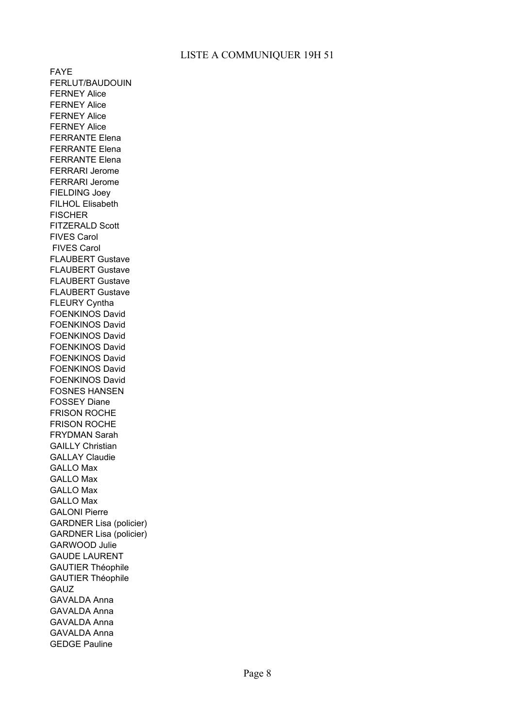LISTE A COMMUNIQUER 19H 51

FAYE
FERLUT/BAUDOUIN
FERNEY Alice
FERNEY Alice
FERNEY Alice
FERNEY Alice
FERRANTE Elena
FERRANTE Elena
FERRANTE Elena
FERRARI Jerome
FERRARI Jerome
FIELDING Joey
FILHOL Elisabeth
FISCHER
FITZERALD Scott
FIVES Carol
FIVES Carol
FLAUBERT Gustave
FLAUBERT Gustave
FLAUBERT Gustave
FLAUBERT Gustave
FLEURY Cyntha
FOENKINOS David
FOENKINOS David
FOENKINOS David
FOENKINOS David
FOENKINOS David
FOENKINOS David
FOENKINOS David
FOSNES HANSEN
FOSSEY Diane
FRISON ROCHE
FRISON ROCHE
FRYDMAN Sarah
GAILLY Christian
GALLAY Claudie
GALLO Max
GALLO Max
GALLO Max
GALLO Max
GALONI Pierre
GARDNER Lisa (policier)
GARDNER Lisa (policier)
GARWOOD Julie
GAUDE LAURENT
GAUTIER Théophile
GAUTIER Théophile
GAUZ
GAVALDA Anna
GAVALDA Anna
GAVALDA Anna
GAVALDA Anna
GEDGE Pauline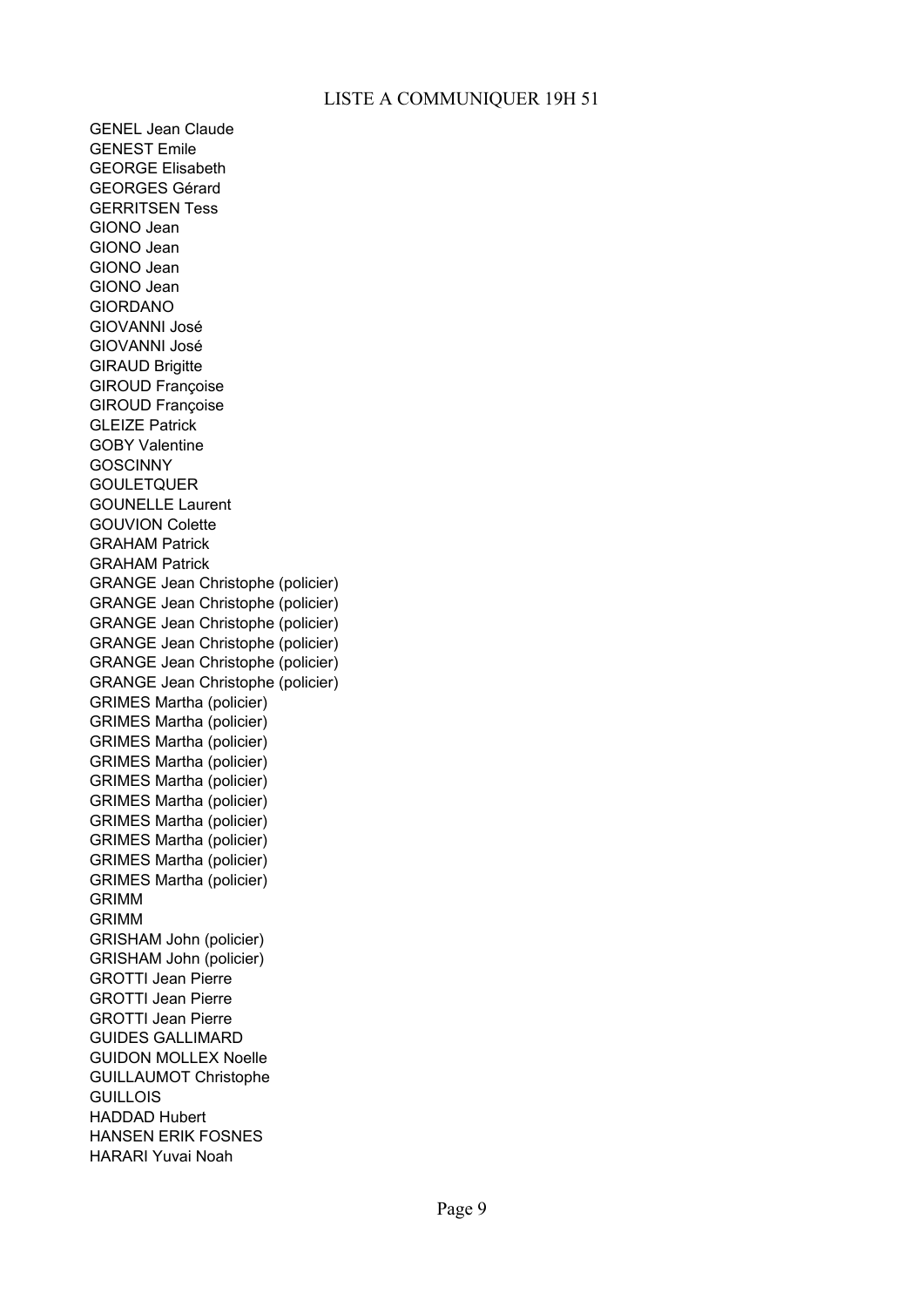LISTE A COMMUNIQUER 19H 51

GENEL Jean Claude
GENEST Emile
GEORGE Elisabeth
GEORGES Gérard
GERRITSEN Tess
GIONO Jean
GIONO Jean
GIONO Jean
GIONO Jean
GIORDANO
GIOVANNI José
GIOVANNI José
GIRAUD Brigitte
GIROUD Françoise
GIROUD Françoise
GLEIZE Patrick
GOBY Valentine
GOSCINNY
GOULETQUER
GOUNELLE Laurent
GOUVION Colette
GRAHAM Patrick
GRAHAM Patrick
GRANGE Jean Christophe (policier)
GRANGE Jean Christophe (policier)
GRANGE Jean Christophe (policier)
GRANGE Jean Christophe (policier)
GRANGE Jean Christophe (policier)
GRANGE Jean Christophe (policier)
GRIMES Martha (policier)
GRIMES Martha (policier)
GRIMES Martha (policier)
GRIMES Martha (policier)
GRIMES Martha (policier)
GRIMES Martha (policier)
GRIMES Martha (policier)
GRIMES Martha (policier)
GRIMES Martha (policier)
GRIMES Martha (policier)
GRIMM
GRIMM
GRISHAM John (policier)
GRISHAM John (policier)
GROTTI Jean Pierre
GROTTI Jean Pierre
GROTTI Jean Pierre
GUIDES GALLIMARD
GUIDON MOLLEX Noelle
GUILLAUMOT Christophe
GUILLOIS
HADDAD Hubert
HANSEN ERIK FOSNES
HARARI Yuvai Noah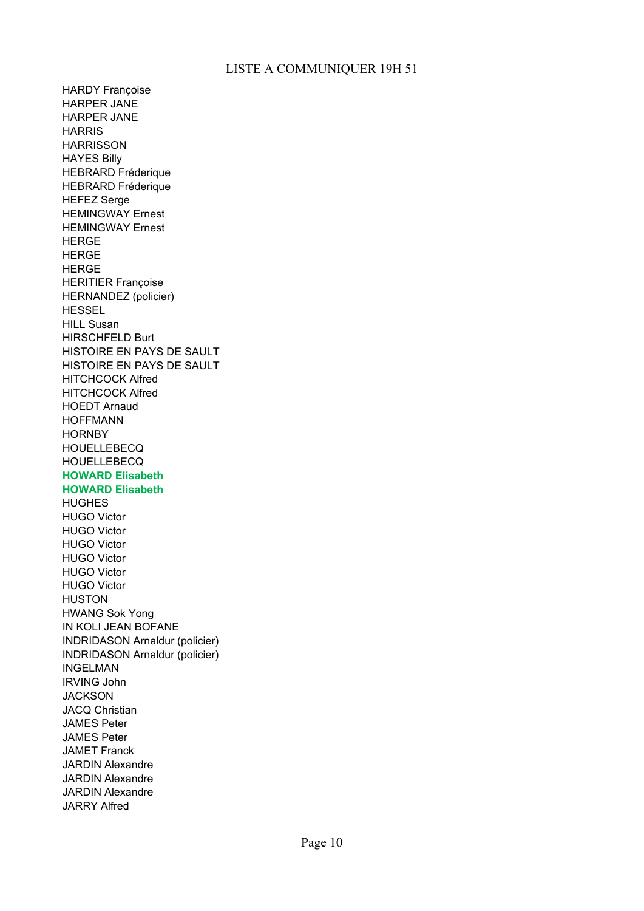LISTE A COMMUNIQUER 19H 51

HARDY Françoise
HARPER JANE
HARPER JANE
HARRIS
HARRISSON
HAYES Billy
HEBRARD Fréderique
HEBRARD Fréderique
HEFEZ Serge
HEMINGWAY Ernest
HEMINGWAY Ernest
HERGE
HERGE
HERGE
HERITIER Françoise
HERNANDEZ (policier)
HESSEL
HILL Susan
HIRSCHFELD Burt
HISTOIRE EN PAYS DE SAULT
HISTOIRE EN PAYS DE SAULT
HITCHCOCK Alfred
HITCHCOCK Alfred
HOEDT Arnaud
HOFFMANN
HORNBY
HOUELLEBECQ
HOUELLEBECQ
**HOWARD Elisabeth**
**HOWARD Elisabeth**
HUGHES
HUGO Victor
HUGO Victor
HUGO Victor
HUGO Victor
HUGO Victor
HUGO Victor
HUSTON
HWANG Sok Yong
IN KOLI JEAN BOFANE
INDRIDASON Arnaldur (policier)
INDRIDASON Arnaldur (policier)
INGELMAN
IRVING John
JACKSON
JACQ Christian
JAMES Peter
JAMES Peter
JAMET Franck
JARDIN Alexandre
JARDIN Alexandre
JARDIN Alexandre
JARRY Alfred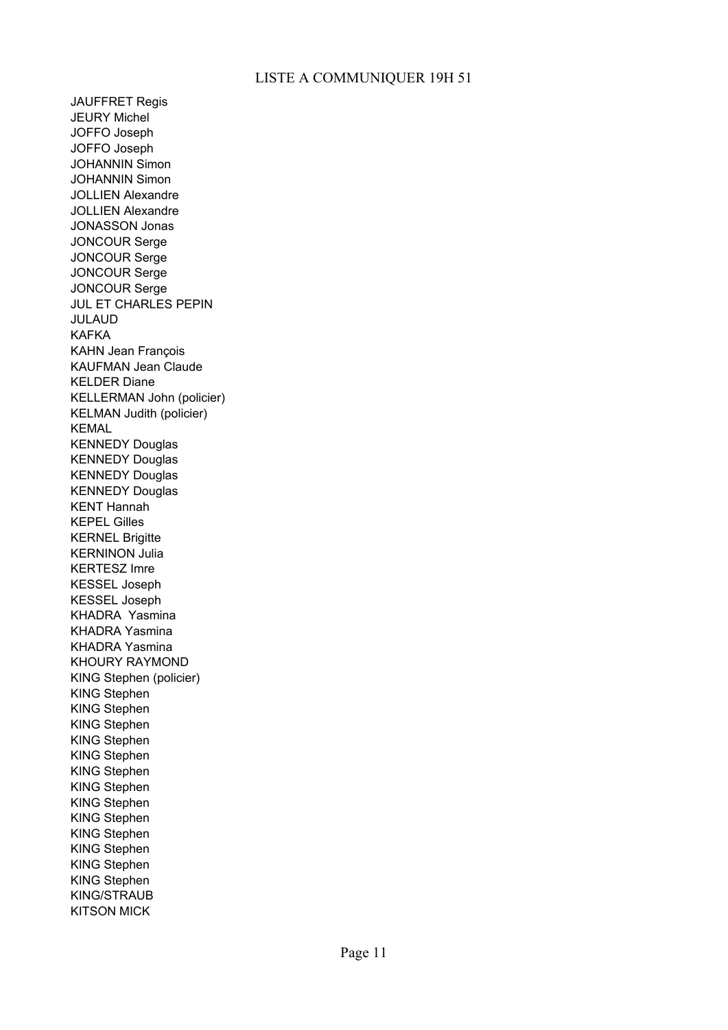JAUFFRET Regis

JEURY Michel

JOFFO Joseph

JOFFO Joseph

JOHANNIN Simon

JOHANNIN Simon

JOLLIEN Alexandre

JOLLIEN Alexandre

JONASSON Jonas

JONCOUR Serge

JONCOUR Serge

JONCOUR Serge

JONCOUR Serge

JUL ET CHARLES PEPIN

JULAUD

KAFKA

KAHN Jean François

KAUFMAN Jean Claude

KELDER Diane

KELLERMAN John (policier)

KELMAN Judith (policier)

KEMAL

KENNEDY Douglas

KENNEDY Douglas

KENNEDY Douglas

KENNEDY Douglas

KENT Hannah

KEPEL Gilles

KERNEL Brigitte

KERNINON Julia

KERTESZ Imre

KESSEL Joseph

KESSEL Joseph

KHADRA  Yasmina

KHADRA Yasmina

KHADRA Yasmina

KHOURY RAYMOND

KING Stephen (policier)

KING Stephen

KING Stephen

KING Stephen

KING Stephen

KING Stephen

KING Stephen

KING Stephen

KING Stephen

KING Stephen

KING Stephen

KING Stephen

KING Stephen

KING Stephen

KING/STRAUB

KITSON MICK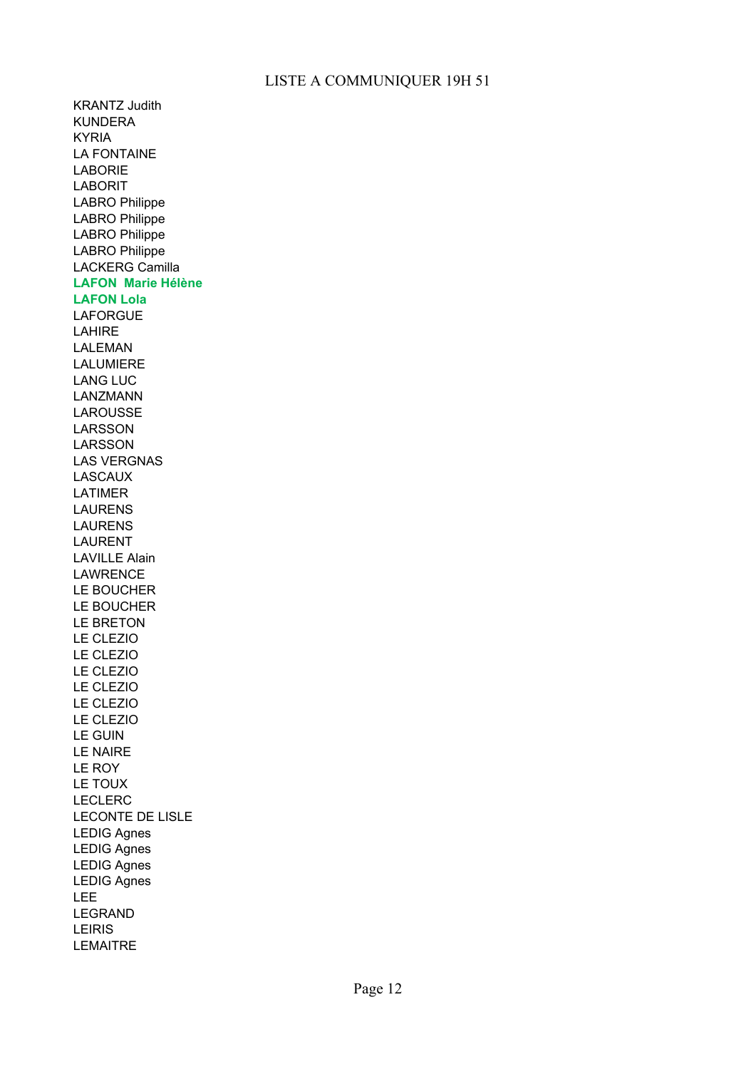LISTE A COMMUNIQUER 19H 51

KRANTZ Judith
KUNDERA
KYRIA
LA FONTAINE
LABORIE
LABORIT
LABRO Philippe
LABRO Philippe
LABRO Philippe
LABRO Philippe
LACKERG Camilla
**LAFON  Marie Hélène**
**LAFON Lola**
LAFORGUE
LAHIRE
LALEMAN
LALUMIERE
LANG LUC
LANZMANN
LAROUSSE
LARSSON
LARSSON
LAS VERGNAS
LASCAUX
LATIMER
LAURENS
LAURENS
LAURENT
LAVILLE Alain
LAWRENCE
LE BOUCHER
LE BOUCHER
LE BRETON
LE CLEZIO
LE CLEZIO
LE CLEZIO
LE CLEZIO
LE CLEZIO
LE CLEZIO
LE GUIN
LE NAIRE
LE ROY
LE TOUX
LECLERC
LECONTE DE LISLE
LEDIG Agnes
LEDIG Agnes
LEDIG Agnes
LEDIG Agnes
LEE
LEGRAND
LEIRIS
LEMAITRE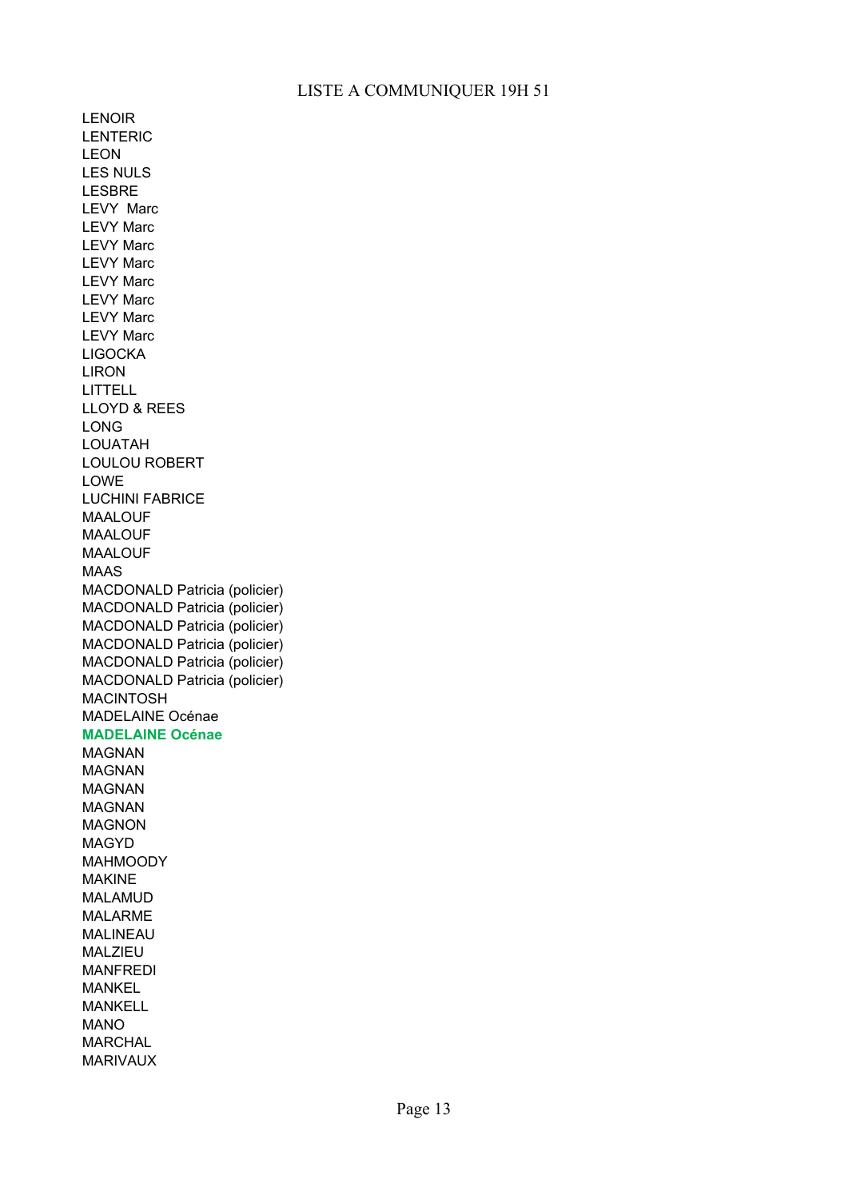LISTE A COMMUNIQUER 19H 51

LENOIR
LENTERIC
LEON
LES NULS
LESBRE
LEVY  Marc
LEVY Marc
LEVY Marc
LEVY Marc
LEVY Marc
LEVY Marc
LEVY Marc
LEVY Marc
LIGOCKA
LIRON
LITTELL
LLOYD & REES
LONG
LOUATAH
LOULOU ROBERT
LOWE
LUCHINI FABRICE
MAALOUF
MAALOUF
MAALOUF
MAAS
MACDONALD Patricia (policier)
MACDONALD Patricia (policier)
MACDONALD Patricia (policier)
MACDONALD Patricia (policier)
MACDONALD Patricia (policier)
MACDONALD Patricia (policier)
MACINTOSH
MADELAINE Océnae
**MADELAINE Océnae**
MAGNAN
MAGNAN
MAGNAN
MAGNAN
MAGNON
MAGYD
MAHMOODY
MAKINE
MALAMUD
MALARME
MALINEAU
MALZIEU
MANFREDI
MANKEL
MANKELL
MANO
MARCHAL
MARIVAUX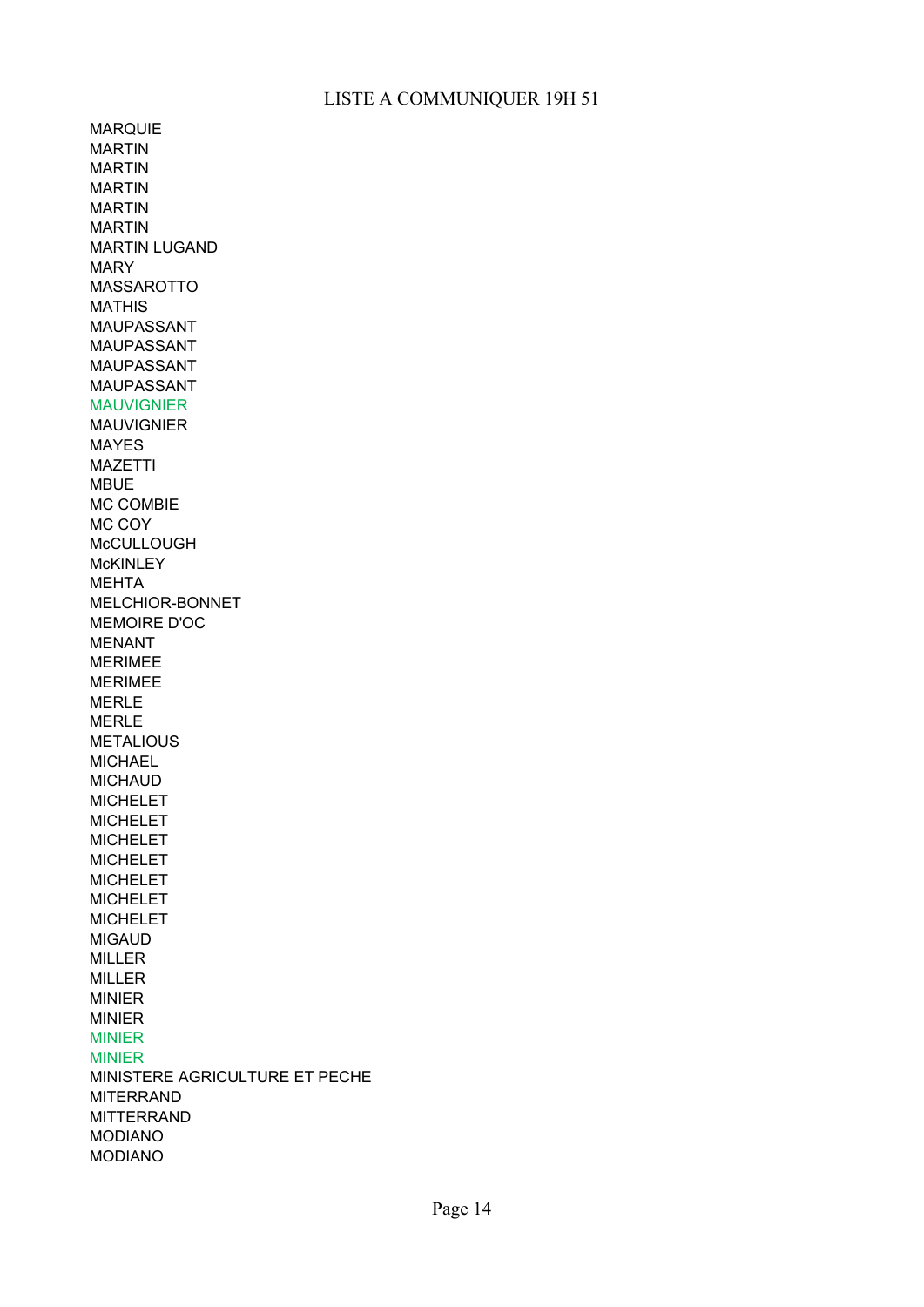LISTE A COMMUNIQUER 19H 51

MARQUIE
MARTIN
MARTIN
MARTIN
MARTIN
MARTIN
MARTIN LUGAND
MARY
MASSAROTTO
MATHIS
MAUPASSANT
MAUPASSANT
MAUPASSANT
MAUPASSANT
MAUVIGNIER
MAUVIGNIER
MAYES
MAZETTI
MBUE
MC COMBIE
MC COY
McCULLOUGH
McKINLEY
MEHTA
MELCHIOR-BONNET
MEMOIRE D'OC
MENANT
MERIMEE
MERIMEE
MERLE
MERLE
METALIOUS
MICHAEL
MICHAUD
MICHELET
MICHELET
MICHELET
MICHELET
MICHELET
MICHELET
MICHELET
MIGAUD
MILLER
MILLER
MINIER
MINIER
MINIER
MINIER
MINISTERE AGRICULTURE ET PECHE
MITERRAND
MITTERRAND
MODIANO
MODIANO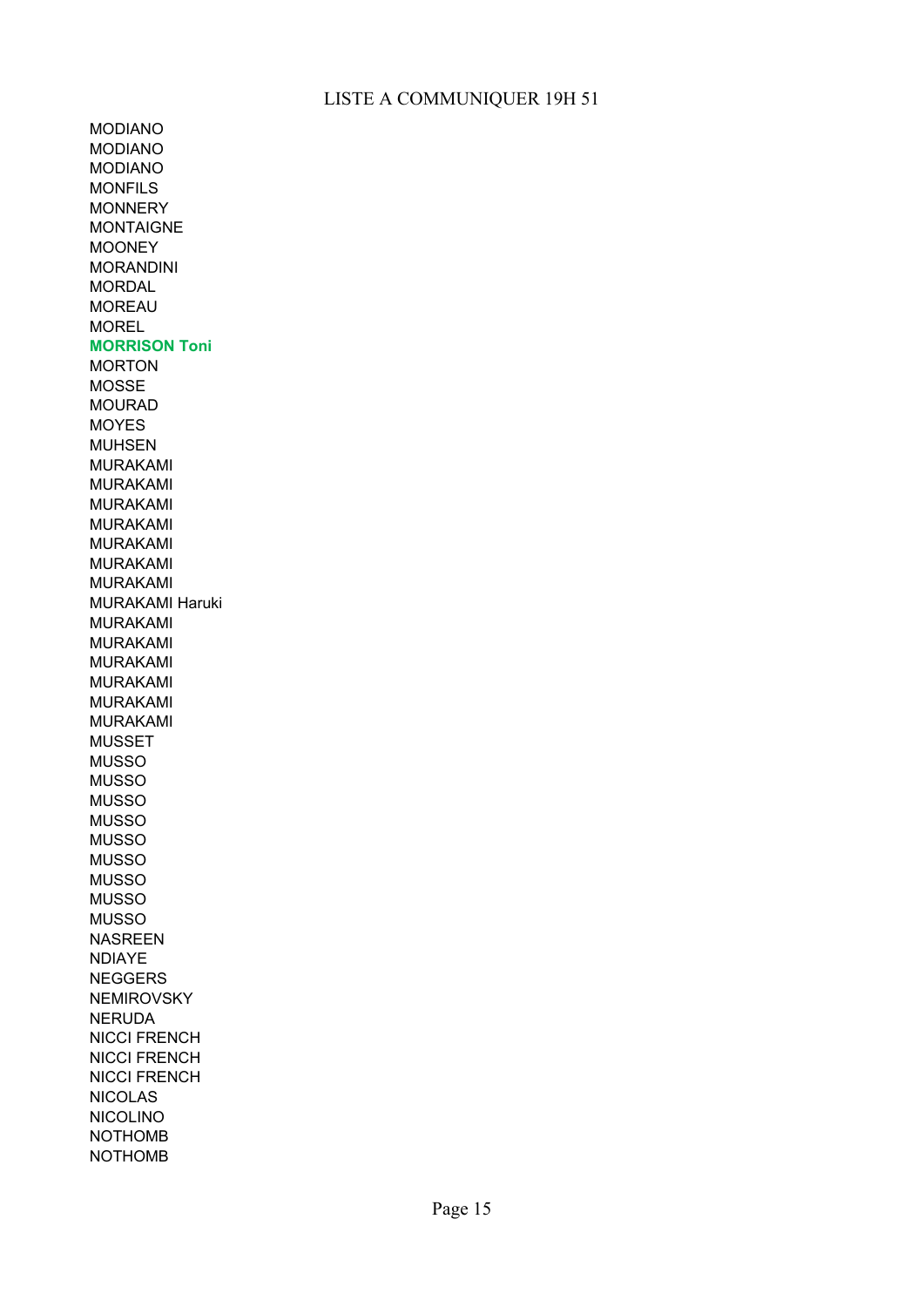LISTE A COMMUNIQUER 19H 51

MODIANO
MODIANO
MODIANO
MONFILS
MONNERY
MONTAIGNE
MOONEY
MORANDINI
MORDAL
MOREAU
MOREL
**MORRISON Toni**
MORTON
MOSSE
MOURAD
MOYES
MUHSEN
MURAKAMI
MURAKAMI
MURAKAMI
MURAKAMI
MURAKAMI
MURAKAMI
MURAKAMI
MURAKAMI Haruki
MURAKAMI
MURAKAMI
MURAKAMI
MURAKAMI
MURAKAMI
MURAKAMI
MUSSET
MUSSO
MUSSO
MUSSO
MUSSO
MUSSO
MUSSO
MUSSO
MUSSO
MUSSO
NASREEN
NDIAYE
NEGGERS
NEMIROVSKY
NERUDA
NICCI FRENCH
NICCI FRENCH
NICCI FRENCH
NICOLAS
NICOLINO
NOTHOMB
NOTHOMB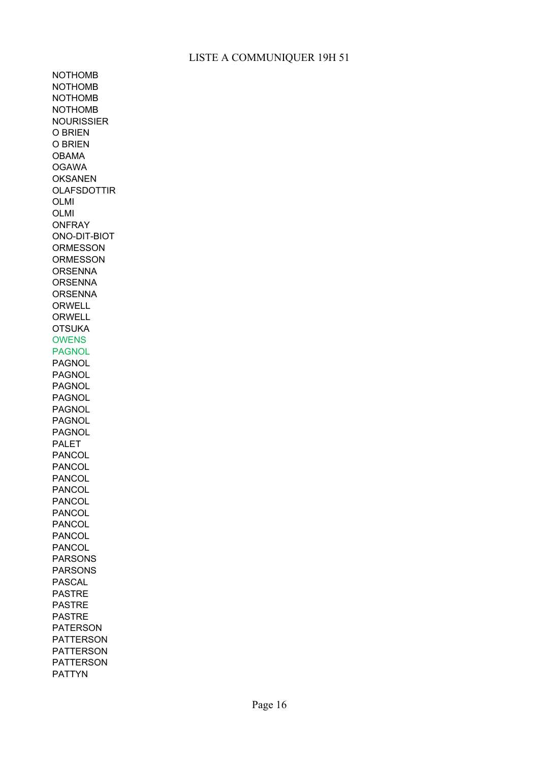# LISTE A COMMUNIQUER 19H 51

NOTHOMB
NOTHOMB
NOTHOMB
NOTHOMB
NOURISSIER
O BRIEN
O BRIEN
OBAMA
OGAWA
OKSANEN
OLAFSDOTTIR
OLMI
OLMI
ONFRAY
ONO-DIT-BIOT
ORMESSON
ORMESSON
ORSENNA
ORSENNA
ORSENNA
ORWELL
ORWELL
OTSUKA
OWENS
PAGNOL
PAGNOL
PAGNOL
PAGNOL
PAGNOL
PAGNOL
PAGNOL
PAGNOL
PALET
PANCOL
PANCOL
PANCOL
PANCOL
PANCOL
PANCOL
PANCOL
PANCOL
PANCOL
PARSONS
PARSONS
PASCAL
PASTRE
PASTRE
PASTRE
PATERSON
PATTERSON
PATTERSON
PATTERSON
PATTYN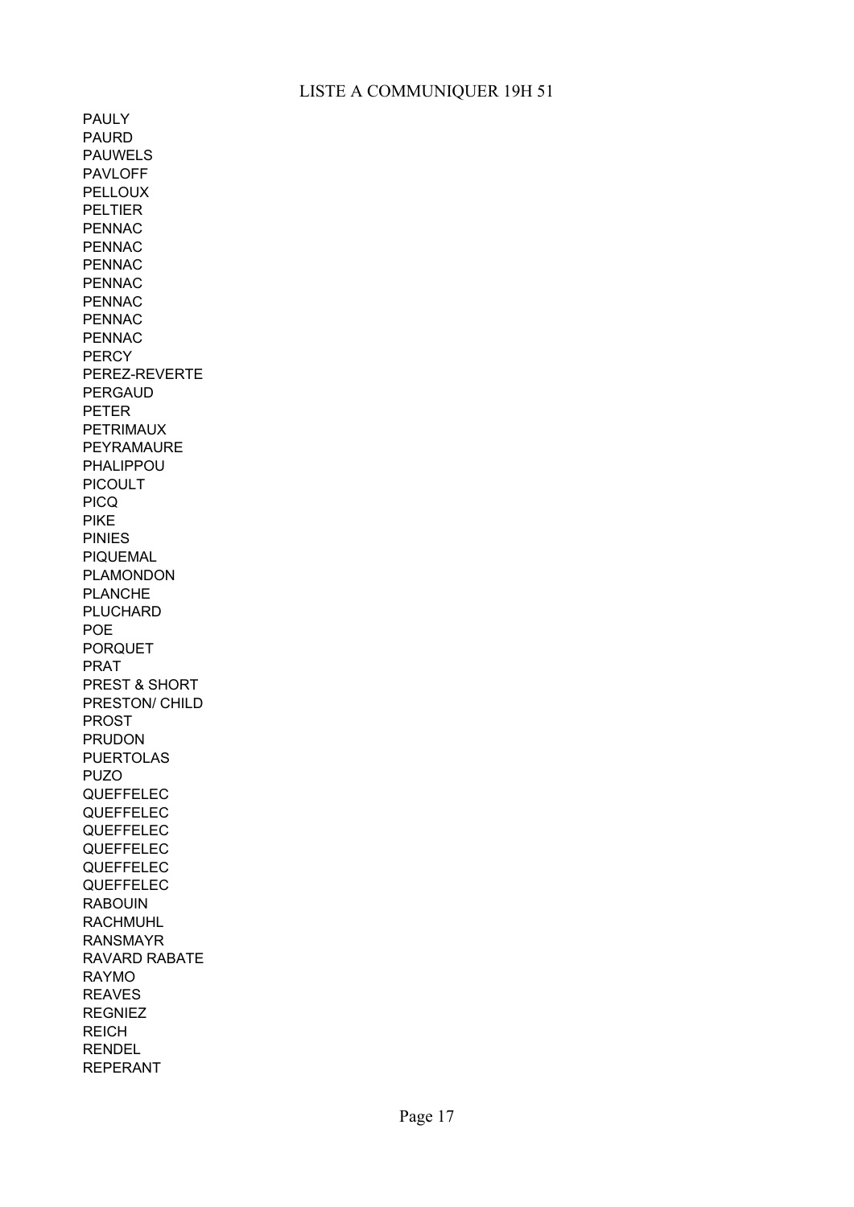LISTE A COMMUNIQUER 19H 51

PAULY
PAURD
PAUWELS
PAVLOFF
PELLOUX
PELTIER
PENNAC
PENNAC
PENNAC
PENNAC
PENNAC
PENNAC
PENNAC
PERCY
PEREZ-REVERTE
PERGAUD
PETER
PETRIMAUX
PEYRAMAURE
PHALIPPOU
PICOULT
PICQ
PIKE
PINIES
PIQUEMAL
PLAMONDON
PLANCHE
PLUCHARD
POE
PORQUET
PRAT
PREST & SHORT
PRESTON/ CHILD
PROST
PRUDON
PUERTOLAS
PUZO
QUEFFELEC
QUEFFELEC
QUEFFELEC
QUEFFELEC
QUEFFELEC
QUEFFELEC
RABOUIN
RACHMUHL
RANSMAYR
RAVARD RABATE
RAYMO
REAVES
REGNIEZ
REICH
RENDEL
REPERANT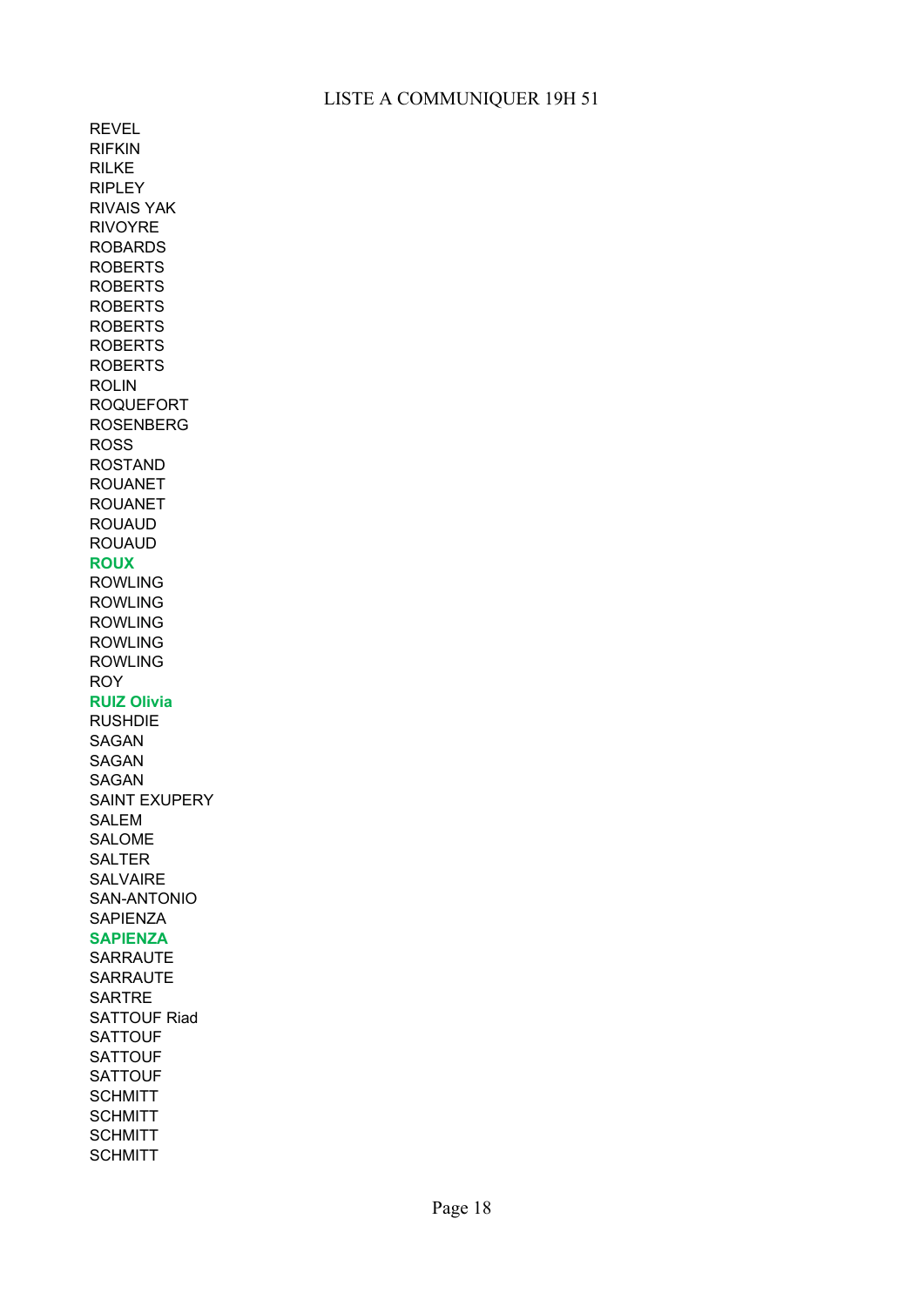LISTE A COMMUNIQUER 19H 51

REVEL
RIFKIN
RILKE
RIPLEY
RIVAIS YAK
RIVOYRE
ROBARDS
ROBERTS
ROBERTS
ROBERTS
ROBERTS
ROBERTS
ROBERTS
ROLIN
ROQUEFORT
ROSENBERG
ROSS
ROSTAND
ROUANET
ROUANET
ROUAUD
ROUAUD
**ROUX**
ROWLING
ROWLING
ROWLING
ROWLING
ROWLING
ROY
**RUIZ Olivia**
RUSHDIE
SAGAN
SAGAN
SAGAN
SAINT EXUPERY
SALEM
SALOME
SALTER
SALVAIRE
SAN-ANTONIO
SAPIENZA
**SAPIENZA**
SARRAUTE
SARRAUTE
SARTRE
SATTOUF Riad
SATTOUF
SATTOUF
SATTOUF
SCHMITT
SCHMITT
SCHMITT
SCHMITT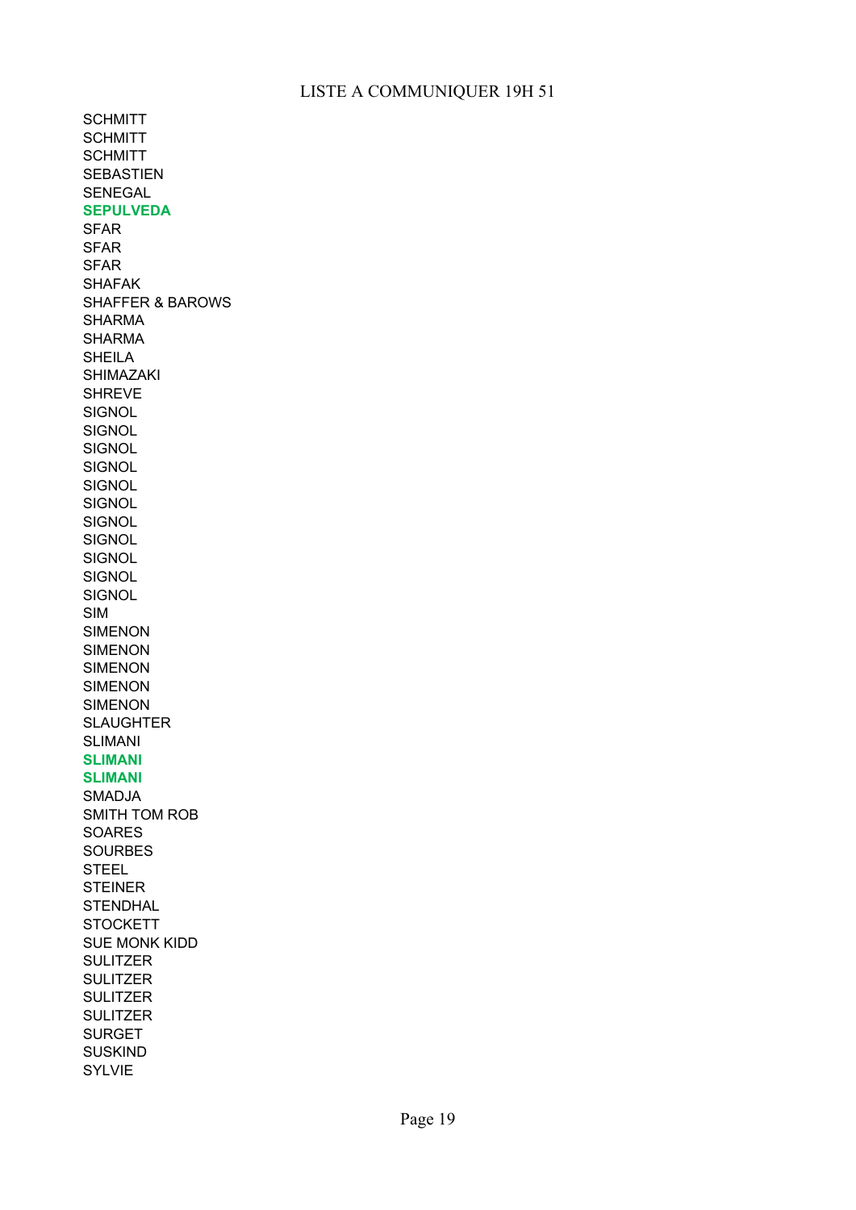LISTE A COMMUNIQUER 19H 51

SCHMITT
SCHMITT
SCHMITT
SEBASTIEN
SENEGAL
**SEPULVEDA**
SFAR
SFAR
SFAR
SHAFAK
SHAFFER & BAROWS
SHARMA
SHARMA
SHEILA
SHIMAZAKI
SHREVE
SIGNOL
SIGNOL
SIGNOL
SIGNOL
SIGNOL
SIGNOL
SIGNOL
SIGNOL
SIGNOL
SIGNOL
SIGNOL
SIM
SIMENON
SIMENON
SIMENON
SIMENON
SIMENON
SLAUGHTER
SLIMANI
**SLIMANI**
**SLIMANI**
SMADJA
SMITH TOM ROB
SOARES
SOURBES
STEEL
STEINER
STENDHAL
STOCKETT
SUE MONK KIDD
SULITZER
SULITZER
SULITZER
SULITZER
SURGET
SUSKIND
SYLVIE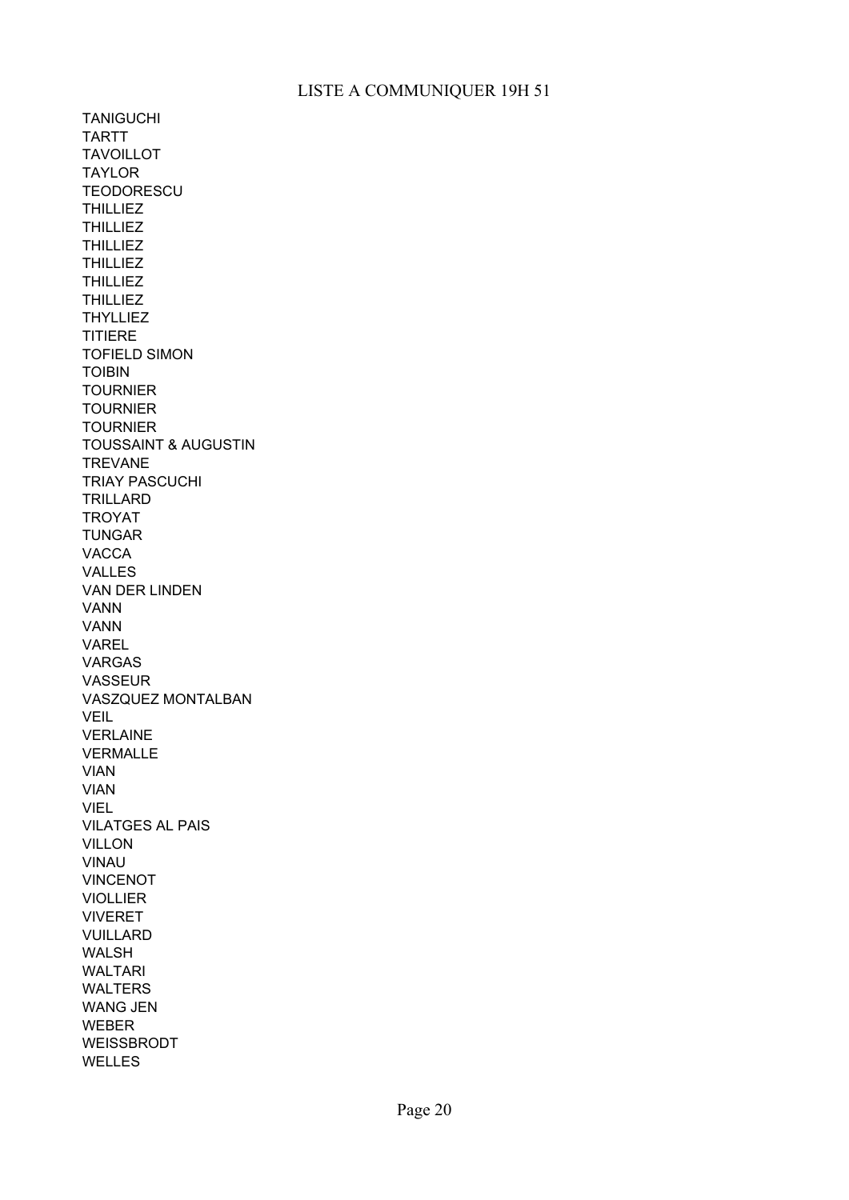LISTE A COMMUNIQUER 19H 51

TANIGUCHI
TARTT
TAVOILLOT
TAYLOR
TEODORESCU
THILLIEZ
THILLIEZ
THILLIEZ
THILLIEZ
THILLIEZ
THILLIEZ
THYLLIEZ
TITIERE
TOFIELD SIMON
TOIBIN
TOURNIER
TOURNIER
TOURNIER
TOUSSAINT & AUGUSTIN
TREVANE
TRIAY PASCUCHI
TRILLARD
TROYAT
TUNGAR
VACCA
VALLES
VAN DER LINDEN
VANN
VANN
VAREL
VARGAS
VASSEUR
VASZQUEZ MONTALBAN
VEIL
VERLAINE
VERMALLE
VIAN
VIAN
VIEL
VILATGES AL PAIS
VILLON
VINAU
VINCENOT
VIOLLIER
VIVERET
VUILLARD
WALSH
WALTARI
WALTERS
WANG JEN
WEBER
WEISSBRODT
WELLES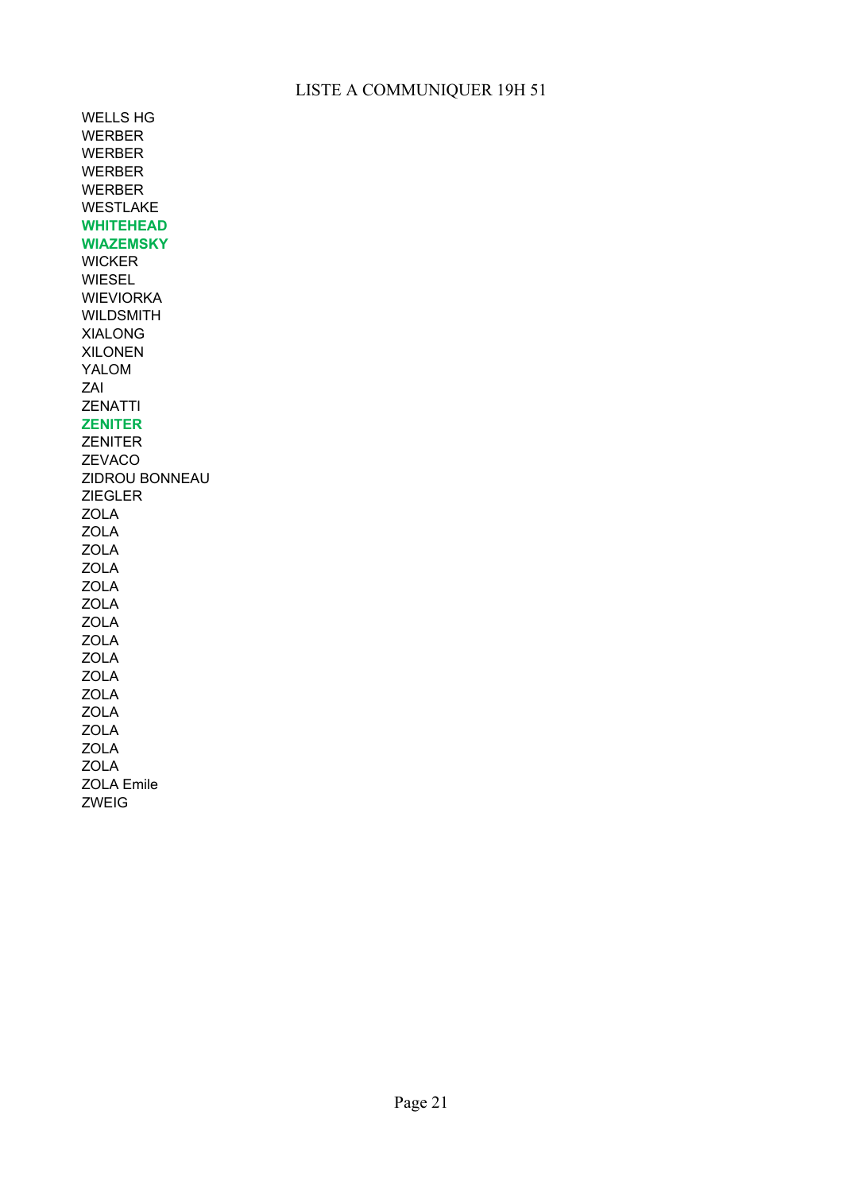LISTE A COMMUNIQUER 19H 51

WELLS HG
WERBER
WERBER
WERBER
WERBER
WESTLAKE
**WHITEHEAD**
**WIAZEMSKY**
WICKER
WIESEL
WIEVIORKA
WILDSMITH
XIALONG
XILONEN
YALOM
ZAI
ZENATTI
**ZENITER**
ZENITER
ZEVACO
ZIDROU BONNEAU
ZIEGLER
ZOLA
ZOLA
ZOLA
ZOLA
ZOLA
ZOLA
ZOLA
ZOLA
ZOLA
ZOLA
ZOLA
ZOLA
ZOLA
ZOLA
ZOLA
ZOLA Emile
ZWEIG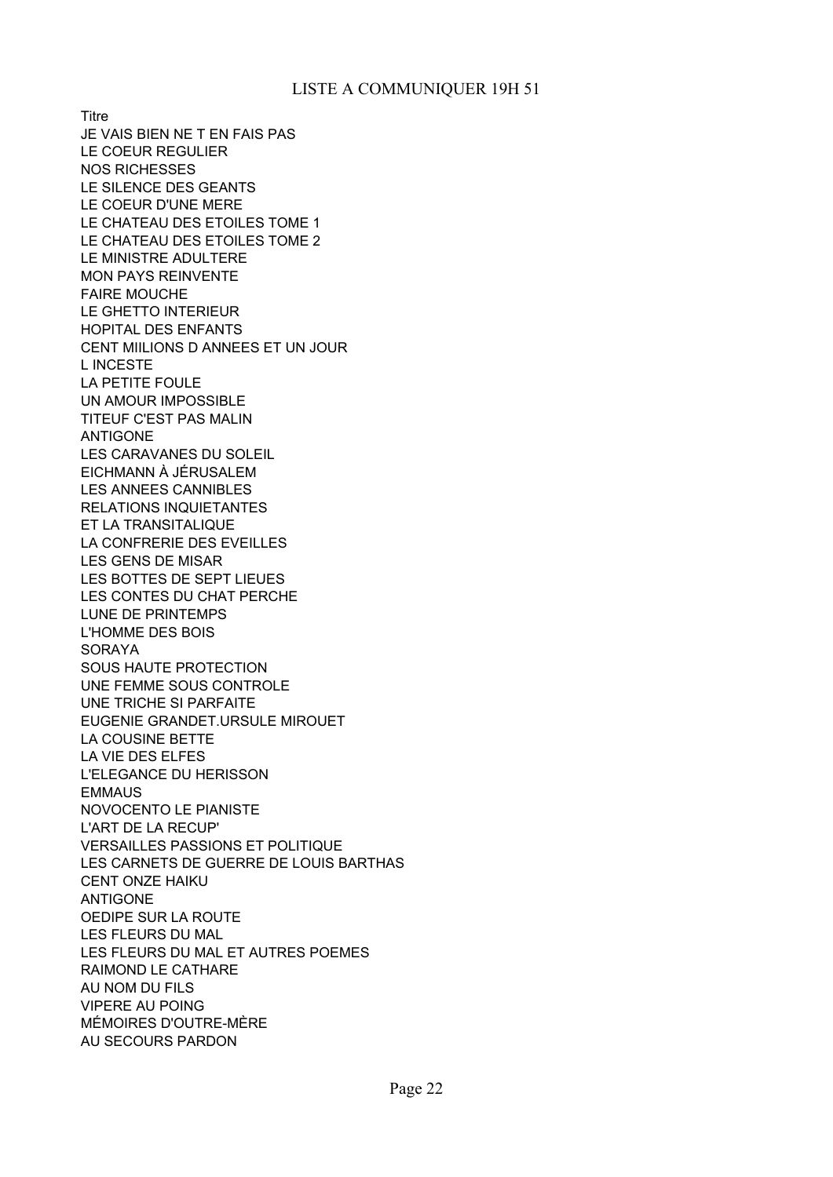LISTE A COMMUNIQUER 19H 51

Titre
JE VAIS BIEN NE T EN FAIS PAS
LE COEUR REGULIER
NOS RICHESSES
LE SILENCE DES GEANTS
LE COEUR D'UNE MERE
LE CHATEAU DES ETOILES TOME 1
LE CHATEAU DES ETOILES TOME 2
LE MINISTRE ADULTERE
MON PAYS REINVENTE
FAIRE MOUCHE
LE GHETTO INTERIEUR
HOPITAL DES ENFANTS
CENT MIILIONS D ANNEES ET UN JOUR
L INCESTE
LA PETITE FOULE
UN AMOUR IMPOSSIBLE
TITEUF C'EST PAS MALIN
ANTIGONE
LES CARAVANES DU SOLEIL
EICHMANN À JÉRUSALEM
LES ANNEES CANNIBLES
RELATIONS INQUIETANTES
ET LA TRANSITALIQUE
LA CONFRERIE DES EVEILLES
LES GENS DE MISAR
LES BOTTES DE SEPT LIEUES
LES CONTES DU CHAT PERCHE
LUNE DE PRINTEMPS
L'HOMME DES BOIS
SORAYA
SOUS HAUTE PROTECTION
UNE FEMME SOUS CONTROLE
UNE TRICHE SI PARFAITE
EUGENIE GRANDET.URSULE MIROUET
LA COUSINE BETTE
LA VIE DES ELFES
L'ELEGANCE DU HERISSON
EMMAUS
NOVOCENTO LE PIANISTE
L'ART DE LA RECUP'
VERSAILLES PASSIONS ET POLITIQUE
LES CARNETS DE GUERRE DE LOUIS BARTHAS
CENT ONZE HAIKU
ANTIGONE
OEDIPE SUR LA ROUTE
LES FLEURS DU MAL
LES FLEURS DU MAL ET AUTRES POEMES
RAIMOND LE CATHARE
AU NOM DU FILS
VIPERE AU POING
MÉMOIRES D'OUTRE-MÈRE
AU SECOURS PARDON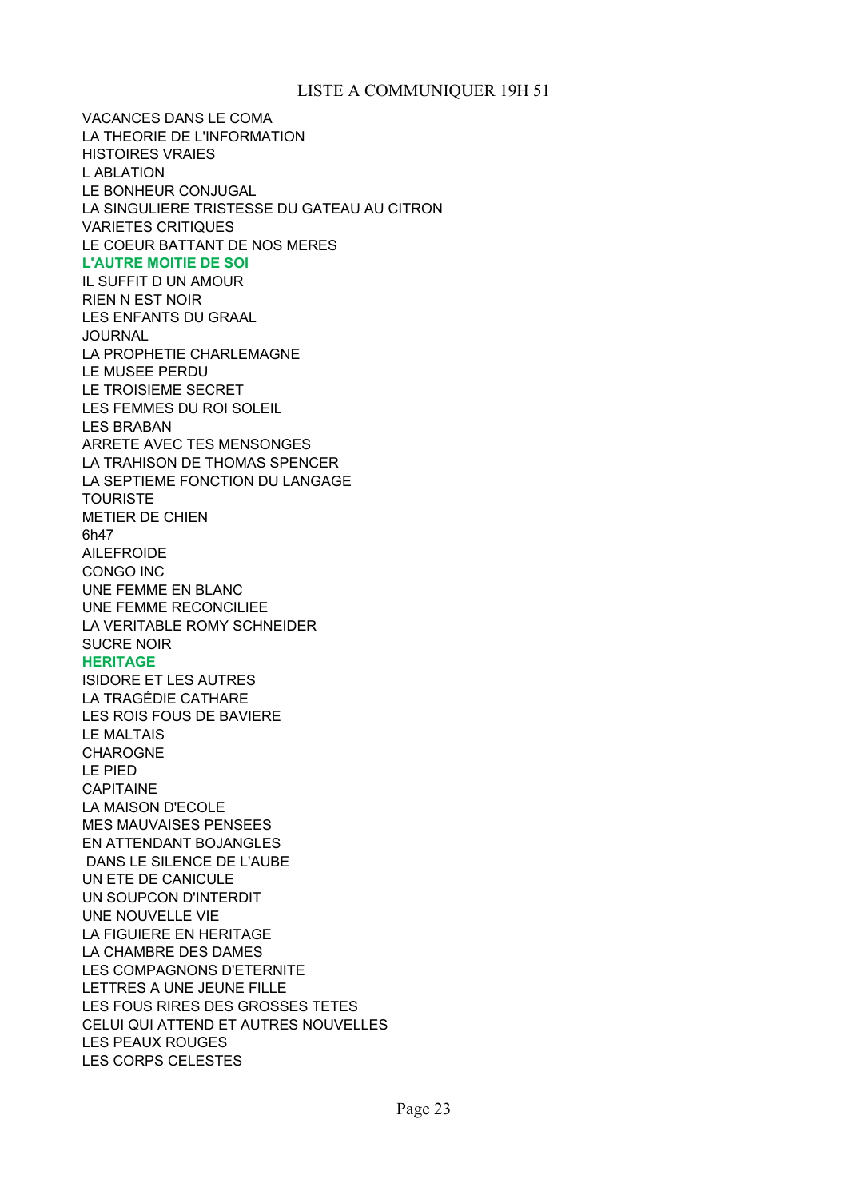LISTE A COMMUNIQUER 19H 51

VACANCES DANS LE COMA
LA THEORIE DE L'INFORMATION
HISTOIRES VRAIES
L ABLATION
LE BONHEUR CONJUGAL
LA SINGULIERE TRISTESSE DU GATEAU AU CITRON
VARIETES CRITIQUES
LE COEUR BATTANT DE NOS MERES
**L'AUTRE MOITIE DE SOI**
IL SUFFIT D UN AMOUR
RIEN N EST NOIR
LES ENFANTS DU GRAAL
JOURNAL
LA PROPHETIE CHARLEMAGNE
LE MUSEE PERDU
LE TROISIEME SECRET
LES FEMMES DU ROI SOLEIL
LES BRABAN
ARRETE AVEC TES MENSONGES
LA TRAHISON DE THOMAS SPENCER
LA SEPTIEME FONCTION DU LANGAGE
TOURISTE
METIER DE CHIEN
6h47
AILEFROIDE
CONGO INC
UNE FEMME EN BLANC
UNE FEMME RECONCILIEE
LA VERITABLE ROMY SCHNEIDER
SUCRE NOIR
**HERITAGE**
ISIDORE ET LES AUTRES
LA TRAGÉDIE CATHARE
LES ROIS FOUS DE BAVIERE
LE MALTAIS
CHAROGNE
LE PIED
CAPITAINE
LA MAISON D'ECOLE
MES MAUVAISES PENSEES
EN ATTENDANT BOJANGLES
DANS LE SILENCE DE L'AUBE
UN ETE DE CANICULE
UN SOUPCON D'INTERDIT
UNE NOUVELLE VIE
LA FIGUIERE EN HERITAGE
LA CHAMBRE DES DAMES
LES COMPAGNONS D'ETERNITE
LETTRES A UNE JEUNE FILLE
LES FOUS RIRES DES GROSSES TETES
CELUI QUI ATTEND ET AUTRES NOUVELLES
LES PEAUX ROUGES
LES CORPS CELESTES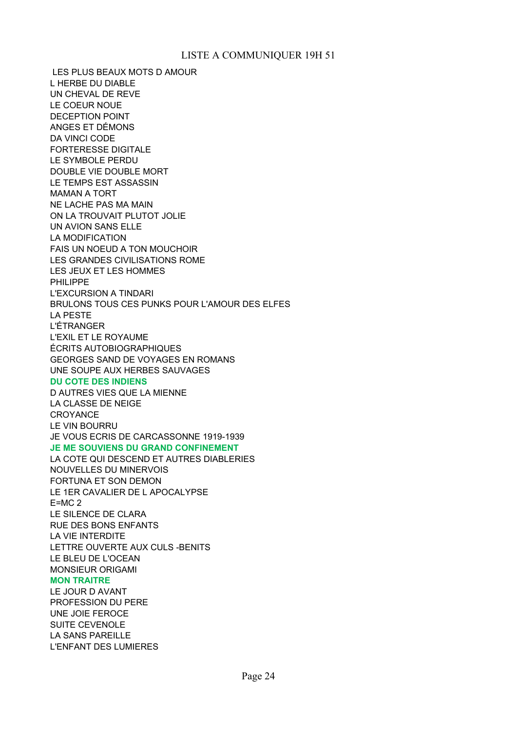LISTE A COMMUNIQUER 19H 51

LES PLUS BEAUX MOTS D AMOUR
L HERBE DU DIABLE
UN CHEVAL DE REVE
LE COEUR NOUE
DECEPTION POINT
ANGES ET DÉMONS
DA VINCI CODE
FORTERESSE DIGITALE
LE SYMBOLE PERDU
DOUBLE VIE DOUBLE MORT
LE TEMPS EST ASSASSIN
MAMAN A TORT
NE LACHE PAS MA MAIN
ON LA TROUVAIT PLUTOT JOLIE
UN AVION SANS ELLE
LA MODIFICATION
FAIS UN NOEUD A TON MOUCHOIR
LES GRANDES CIVILISATIONS ROME
LES JEUX ET LES HOMMES
PHILIPPE
L'EXCURSION A TINDARI
BRULONS TOUS CES PUNKS POUR L'AMOUR DES ELFES
LA PESTE
L'ÉTRANGER
L'EXIL ET LE ROYAUME
ÉCRITS AUTOBIOGRAPHIQUES
GEORGES SAND DE VOYAGES EN ROMANS
UNE SOUPE AUX HERBES SAUVAGES
**DU COTE DES INDIENS**
D AUTRES VIES QUE LA MIENNE
LA CLASSE DE NEIGE
CROYANCE
LE VIN BOURRU
JE VOUS ECRIS DE CARCASSONNE 1919-1939
**JE ME SOUVIENS DU GRAND CONFINEMENT**
LA COTE QUI DESCEND ET AUTRES DIABLERIES
NOUVELLES DU MINERVOIS
FORTUNA ET SON DEMON
LE 1ER CAVALIER DE L APOCALYPSE
E=MC 2
LE SILENCE DE CLARA
RUE DES BONS ENFANTS
LA VIE INTERDITE
LETTRE OUVERTE AUX CULS -BENITS
LE BLEU DE L'OCEAN
MONSIEUR ORIGAMI
**MON TRAITRE**
LE JOUR D AVANT
PROFESSION DU PERE
UNE JOIE FEROCE
SUITE CEVENOLE
LA SANS PAREILLE
L'ENFANT DES LUMIERES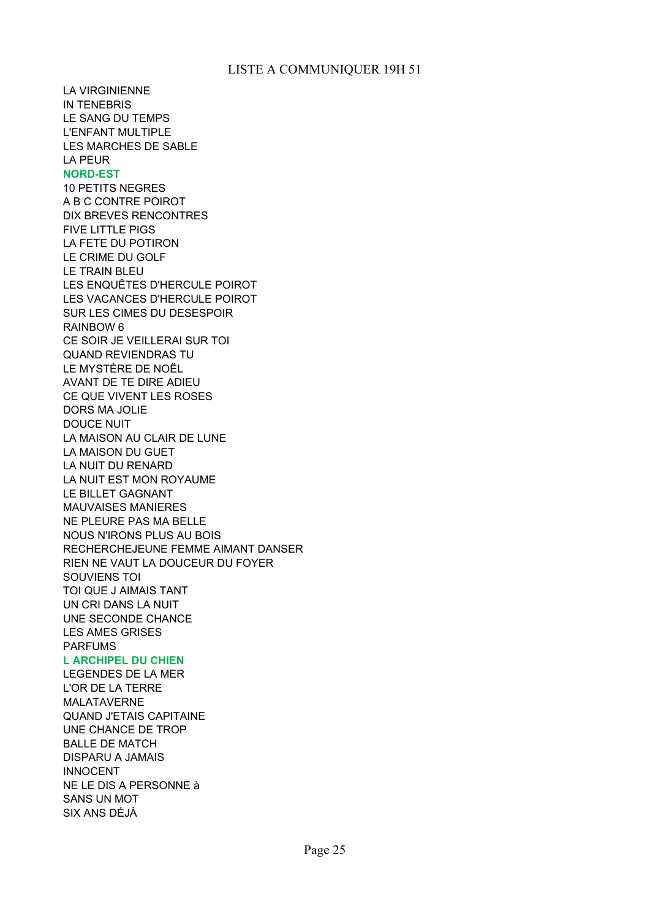LISTE A COMMUNIQUER 19H 51

LA VIRGINIENNE
IN TENEBRIS
LE SANG DU TEMPS
L'ENFANT MULTIPLE
LES MARCHES DE SABLE
LA PEUR

**NORD-EST**

10 PETITS NEGRES
A B C CONTRE POIROT
DIX BREVES RENCONTRES
FIVE LITTLE PIGS
LA FETE DU POTIRON
LE CRIME DU GOLF
LE TRAIN BLEU
LES ENQUÊTES D'HERCULE POIROT
LES VACANCES D'HERCULE POIROT
SUR LES CIMES DU DESESPOIR
RAINBOW 6
CE SOIR JE VEILLERAI SUR TOI
QUAND REVIENDRAS TU
LE MYSTÈRE DE NOËL
AVANT DE TE DIRE ADIEU
CE QUE VIVENT LES ROSES
DORS MA JOLIE
DOUCE NUIT
LA MAISON AU CLAIR DE LUNE
LA MAISON DU GUET
LA NUIT DU RENARD
LA NUIT EST MON ROYAUME
LE BILLET GAGNANT
MAUVAISES MANIERES
NE PLEURE PAS MA BELLE
NOUS N'IRONS PLUS AU BOIS
RECHERCHEJEUNE FEMME AIMANT DANSER
RIEN NE VAUT LA DOUCEUR DU FOYER
SOUVIENS TOI
TOI QUE J AIMAIS TANT
UN CRI DANS LA NUIT
UNE SECONDE CHANCE
LES AMES GRISES
PARFUMS

**L ARCHIPEL DU CHIEN**

LEGENDES DE LA MER
L'OR DE LA TERRE
MALATAVERNE
QUAND J'ETAIS CAPITAINE
UNE CHANCE DE TROP
BALLE DE MATCH
DISPARU A JAMAIS
INNOCENT
NE LE DIS A PERSONNE à
SANS UN MOT
SIX ANS DÉJÀ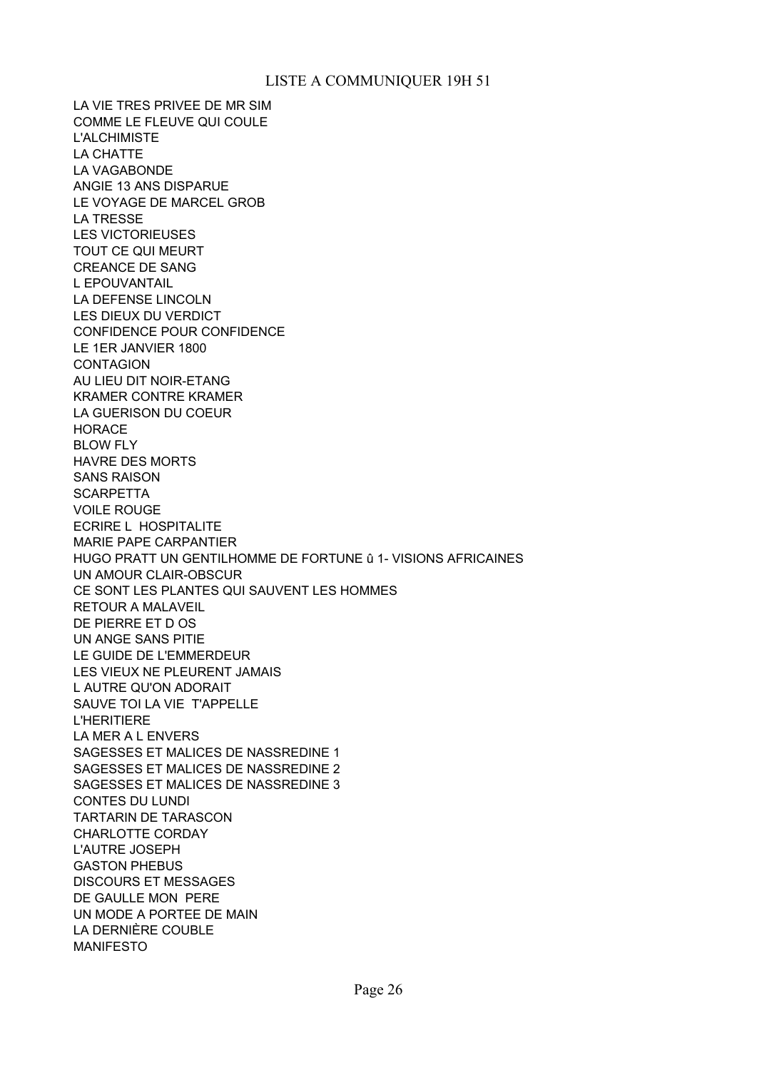LISTE A COMMUNIQUER 19H 51

LA VIE TRES PRIVEE DE MR SIM
COMME LE FLEUVE QUI COULE
L'ALCHIMISTE
LA CHATTE
LA VAGABONDE
ANGIE 13 ANS DISPARUE
LE VOYAGE DE MARCEL GROB
LA TRESSE
LES VICTORIEUSES
TOUT CE QUI MEURT
CREANCE DE SANG
L EPOUVANTAIL
LA DEFENSE LINCOLN
LES DIEUX DU VERDICT
CONFIDENCE POUR CONFIDENCE
LE 1ER JANVIER 1800
CONTAGION
AU LIEU DIT NOIR-ETANG
KRAMER CONTRE KRAMER
LA GUERISON DU COEUR
HORACE
BLOW FLY
HAVRE DES MORTS
SANS RAISON
SCARPETTA
VOILE ROUGE
ECRIRE L  HOSPITALITE
MARIE PAPE CARPANTIER
HUGO PRATT UN GENTILHOMME DE FORTUNE û 1- VISIONS AFRICAINES
UN AMOUR CLAIR-OBSCUR
CE SONT LES PLANTES QUI SAUVENT LES HOMMES
RETOUR A MALAVEIL
DE PIERRE ET D OS
UN ANGE SANS PITIE
LE GUIDE DE L'EMMERDEUR
LES VIEUX NE PLEURENT JAMAIS
L AUTRE QU'ON ADORAIT
SAUVE TOI LA VIE  T'APPELLE
L'HERITIERE
LA MER A L ENVERS
SAGESSES ET MALICES DE NASSREDINE 1
SAGESSES ET MALICES DE NASSREDINE 2
SAGESSES ET MALICES DE NASSREDINE 3
CONTES DU LUNDI
TARTARIN DE TARASCON
CHARLOTTE CORDAY
L'AUTRE JOSEPH
GASTON PHEBUS
DISCOURS ET MESSAGES
DE GAULLE MON  PERE
UN MODE A PORTEE DE MAIN
LA DERNIÈRE COUBLE
MANIFESTO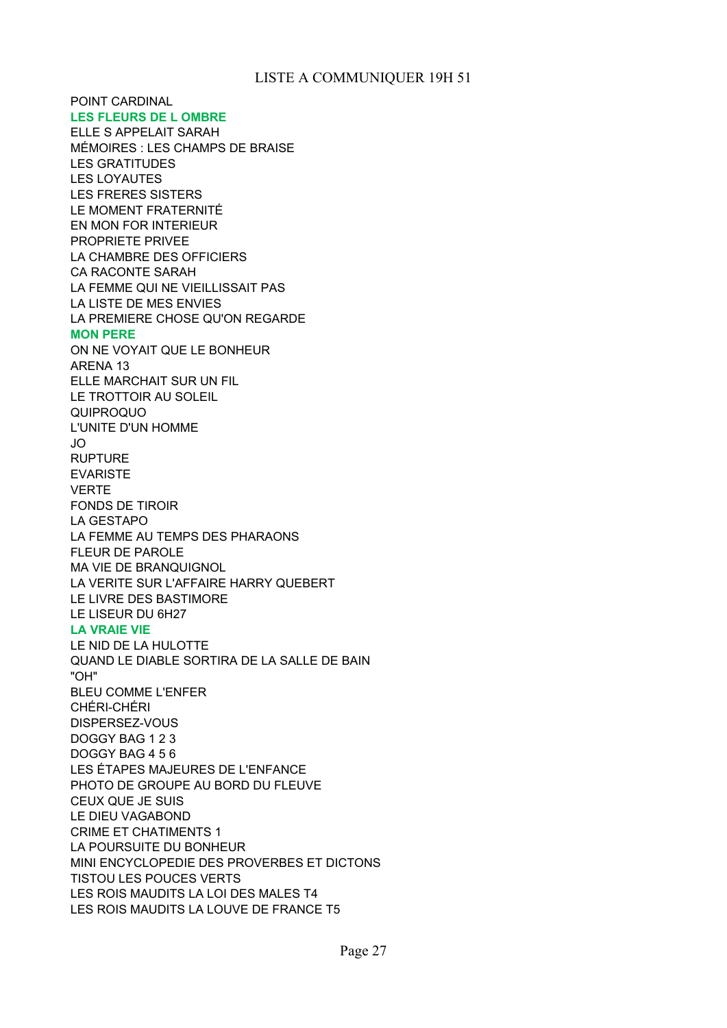LISTE A COMMUNIQUER 19H 51

POINT CARDINAL
**LES FLEURS DE L OMBRE**
ELLE S APPELAIT SARAH
MÉMOIRES : LES CHAMPS DE BRAISE
LES GRATITUDES
LES LOYAUTES
LES FRERES SISTERS
LE MOMENT FRATERNITÉ
EN MON FOR INTERIEUR
PROPRIETE PRIVEE
LA CHAMBRE DES OFFICIERS
CA RACONTE SARAH
LA FEMME QUI NE VIEILLISSAIT PAS
LA LISTE DE MES ENVIES
LA PREMIERE CHOSE QU'ON REGARDE
**MON PERE**
ON NE VOYAIT QUE LE BONHEUR
ARENA 13
ELLE MARCHAIT SUR UN FIL
LE TROTTOIR AU SOLEIL
QUIPROQUO
L'UNITE D'UN HOMME
JO
RUPTURE
EVARISTE
VERTE
FONDS DE TIROIR
LA GESTAPO
LA FEMME AU TEMPS DES PHARAONS
FLEUR DE PAROLE
MA VIE DE BRANQUIGNOL
LA VERITE SUR L'AFFAIRE HARRY QUEBERT
LE LIVRE DES BASTIMORE
LE LISEUR DU 6H27
**LA VRAIE VIE**
LE NID DE LA HULOTTE
QUAND LE DIABLE SORTIRA DE LA SALLE DE BAIN
"OH"
BLEU COMME L'ENFER
CHÉRI-CHÉRI
DISPERSEZ-VOUS
DOGGY BAG 1 2 3
DOGGY BAG 4 5 6
LES ÉTAPES MAJEURES DE L'ENFANCE
PHOTO DE GROUPE AU BORD DU FLEUVE
CEUX QUE JE SUIS
LE DIEU VAGABOND
CRIME ET CHATIMENTS 1
LA POURSUITE DU BONHEUR
MINI ENCYCLOPEDIE DES PROVERBES ET DICTONS
TISTOU LES POUCES VERTS
LES ROIS MAUDITS LA LOI DES MALES T4
LES ROIS MAUDITS LA LOUVE DE FRANCE T5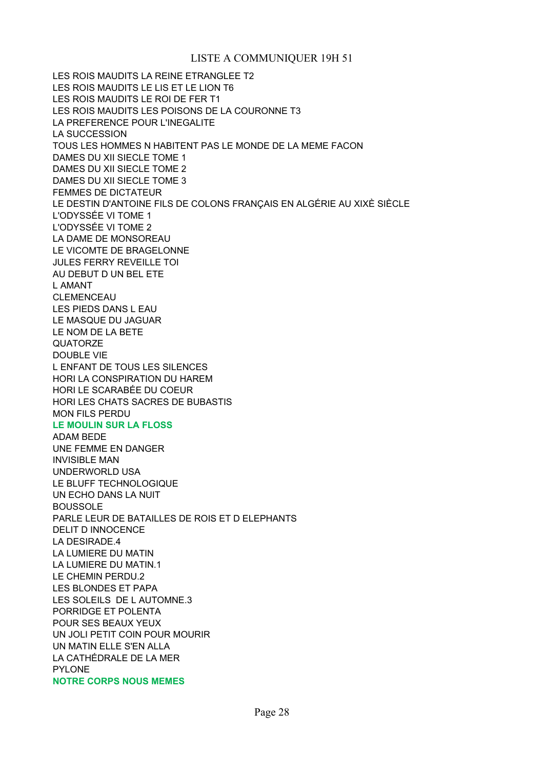LISTE A COMMUNIQUER 19H 51

LES ROIS MAUDITS LA REINE ETRANGLEE T2
LES ROIS MAUDITS LE LIS ET LE LION T6
LES ROIS MAUDITS LE ROI DE FER T1
LES ROIS MAUDITS LES POISONS DE LA COURONNE T3
LA PREFERENCE POUR L'INEGALITE
LA SUCCESSION
TOUS LES HOMMES N HABITENT PAS LE MONDE DE LA MEME FACON
DAMES DU XII SIECLE TOME 1
DAMES DU XII SIECLE TOME 2
DAMES DU XII SIECLE TOME 3
FEMMES DE DICTATEUR
LE DESTIN D'ANTOINE FILS DE COLONS FRANÇAIS EN ALGÉRIE AU XIXÈ SIÈCLE
L'ODYSSÉE VI TOME 1
L'ODYSSÉE VI TOME 2
LA DAME DE MONSOREAU
LE VICOMTE DE BRAGELONNE
JULES FERRY REVEILLE TOI
AU DEBUT D UN BEL ETE
L AMANT
CLEMENCEAU
LES PIEDS DANS L EAU
LE MASQUE DU JAGUAR
LE NOM DE LA BETE
QUATORZE
DOUBLE VIE
L ENFANT DE TOUS LES SILENCES
HORI LA CONSPIRATION DU HAREM
HORI LE SCARABÉE DU COEUR
HORI LES CHATS SACRES DE BUBASTIS
MON FILS PERDU
**LE MOULIN SUR LA FLOSS**
ADAM BEDE
UNE FEMME EN DANGER
INVISIBLE MAN
UNDERWORLD USA
LE BLUFF TECHNOLOGIQUE
UN ECHO DANS LA NUIT
BOUSSOLE
PARLE LEUR DE BATAILLES DE ROIS ET D ELEPHANTS
DELIT D INNOCENCE
LA DESIRADE.4
LA LUMIERE DU MATIN
LA LUMIERE DU MATIN.1
LE CHEMIN PERDU.2
LES BLONDES ET PAPA
LES SOLEILS DE L AUTOMNE.3
PORRIDGE ET POLENTA
POUR SES BEAUX YEUX
UN JOLI PETIT COIN POUR MOURIR
UN MATIN ELLE S'EN ALLA
LA CATHÉDRALE DE LA MER
PYLONE
**NOTRE CORPS NOUS MEMES**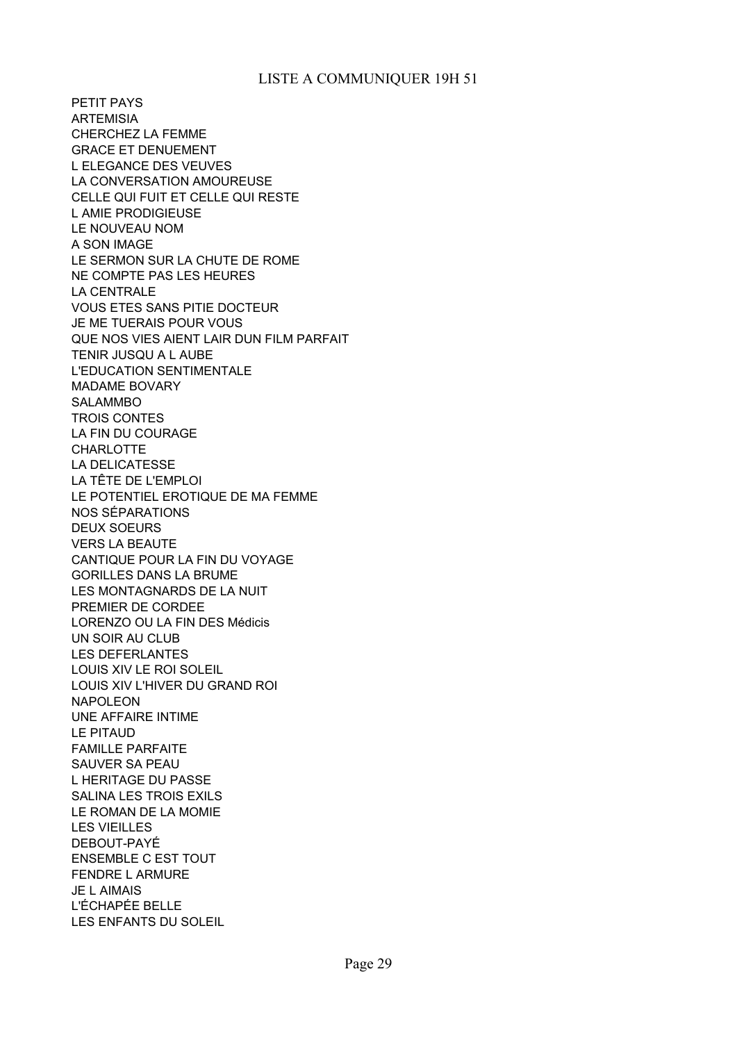LISTE A COMMUNIQUER 19H 51

PETIT PAYS
ARTEMISIA
CHERCHEZ LA FEMME
GRACE ET DENUEMENT
L ELEGANCE DES VEUVES
LA CONVERSATION AMOUREUSE
CELLE QUI FUIT ET CELLE QUI RESTE
L AMIE PRODIGIEUSE
LE NOUVEAU NOM
A SON IMAGE
LE SERMON SUR LA CHUTE DE ROME
NE COMPTE PAS LES HEURES
LA CENTRALE
VOUS ETES SANS PITIE DOCTEUR
JE ME TUERAIS POUR VOUS
QUE NOS VIES AIENT LAIR DUN FILM PARFAIT
TENIR JUSQU A L AUBE
L'EDUCATION SENTIMENTALE
MADAME BOVARY
SALAMMBO
TROIS CONTES
LA FIN DU COURAGE
CHARLOTTE
LA DELICATESSE
LA TÊTE DE L'EMPLOI
LE POTENTIEL EROTIQUE DE MA FEMME
NOS SÉPARATIONS
DEUX SOEURS
VERS LA BEAUTE
CANTIQUE POUR LA FIN DU VOYAGE
GORILLES DANS LA BRUME
LES MONTAGNARDS DE LA NUIT
PREMIER DE CORDEE
LORENZO OU LA FIN DES Médicis
UN SOIR AU CLUB
LES DEFERLANTES
LOUIS XIV LE ROI SOLEIL
LOUIS XIV L'HIVER DU GRAND ROI
NAPOLEON
UNE AFFAIRE INTIME
LE PITAUD
FAMILLE PARFAITE
SAUVER SA PEAU
L HERITAGE DU PASSE
SALINA LES TROIS EXILS
LE ROMAN DE LA MOMIE
LES VIEILLES
DEBOUT-PAYÉ
ENSEMBLE C EST TOUT
FENDRE L ARMURE
JE L AIMAIS
L'ÉCHAPÉE BELLE
LES ENFANTS DU SOLEIL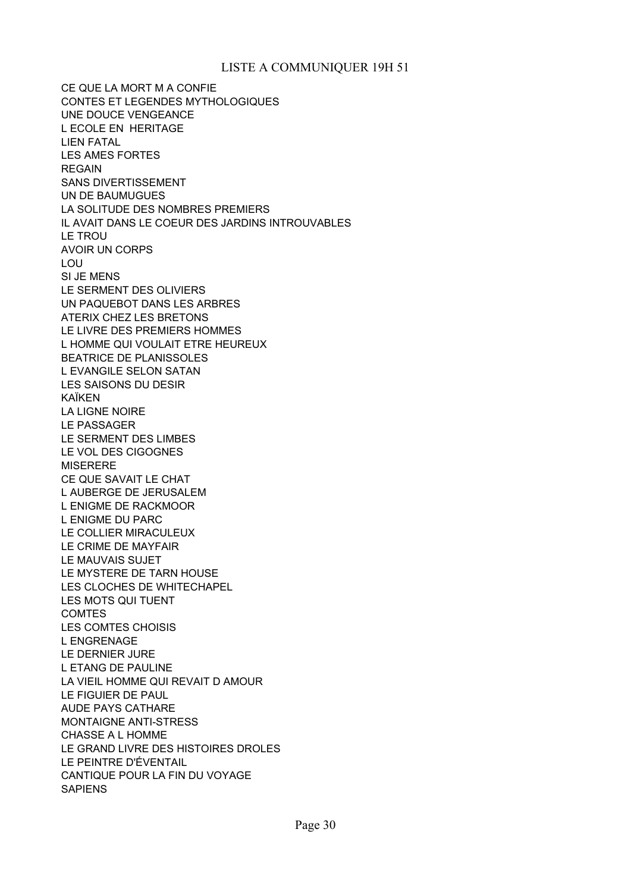LISTE A COMMUNIQUER 19H 51

CE QUE LA MORT M A CONFIE
CONTES ET LEGENDES MYTHOLOGIQUES
UNE DOUCE VENGEANCE
L ECOLE EN  HERITAGE
LIEN FATAL
LES AMES FORTES
REGAIN
SANS DIVERTISSEMENT
UN DE BAUMUGUES
LA SOLITUDE DES NOMBRES PREMIERS
IL AVAIT DANS LE COEUR DES JARDINS INTROUVABLES
LE TROU
AVOIR UN CORPS
LOU
SI JE MENS
LE SERMENT DES OLIVIERS
UN PAQUEBOT DANS LES ARBRES
ATERIX CHEZ LES BRETONS
LE LIVRE DES PREMIERS HOMMES
L HOMME QUI VOULAIT ETRE HEUREUX
BEATRICE DE PLANISSOLES
L EVANGILE SELON SATAN
LES SAISONS DU DESIR
KAÏKEN
LA LIGNE NOIRE
LE PASSAGER
LE SERMENT DES LIMBES
LE VOL DES CIGOGNES
MISERERE
CE QUE SAVAIT LE CHAT
L AUBERGE DE JERUSALEM
L ENIGME DE RACKMOOR
L ENIGME DU PARC
LE COLLIER MIRACULEUX
LE CRIME DE MAYFAIR
LE MAUVAIS SUJET
LE MYSTERE DE TARN HOUSE
LES CLOCHES DE WHITECHAPEL
LES MOTS QUI TUENT
COMTES
LES COMTES CHOISIS
L ENGRENAGE
LE DERNIER JURE
L ETANG DE PAULINE
LA VIEIL HOMME QUI REVAIT D AMOUR
LE FIGUIER DE PAUL
AUDE PAYS CATHARE
MONTAIGNE ANTI-STRESS
CHASSE A L HOMME
LE GRAND LIVRE DES HISTOIRES DROLES
LE PEINTRE D'ÉVENTAIL
CANTIQUE POUR LA FIN DU VOYAGE
SAPIENS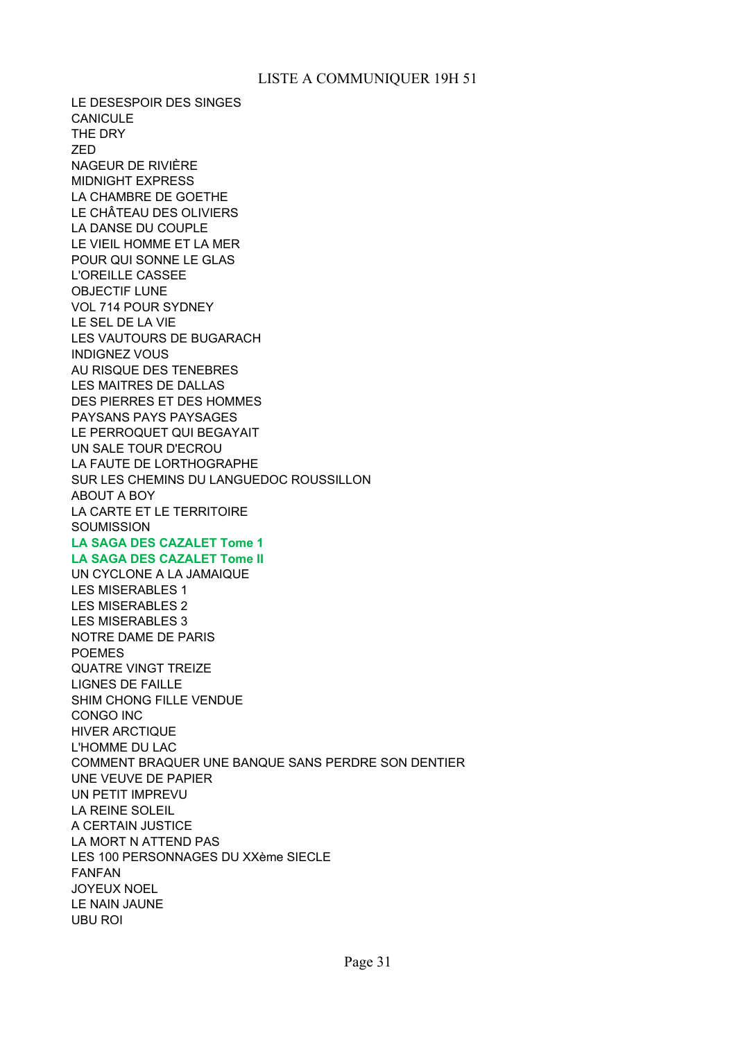LISTE A COMMUNIQUER 19H 51

LE DESESPOIR DES SINGES
CANICULE
THE DRY
ZED
NAGEUR DE RIVIÈRE
MIDNIGHT EXPRESS
LA CHAMBRE DE GOETHE
LE CHÂTEAU DES OLIVIERS
LA DANSE DU COUPLE
LE VIEIL HOMME ET LA MER
POUR QUI SONNE LE GLAS
L'OREILLE CASSEE
OBJECTIF LUNE
VOL 714 POUR SYDNEY
LE SEL DE LA VIE
LES VAUTOURS DE BUGARACH
INDIGNEZ VOUS
AU RISQUE DES TENEBRES
LES MAITRES DE DALLAS
DES PIERRES ET DES HOMMES
PAYSANS PAYS PAYSAGES
LE PERROQUET QUI BEGAYAIT
UN SALE TOUR D'ECROU
LA FAUTE DE LORTHOGRAPHE
SUR LES CHEMINS DU LANGUEDOC ROUSSILLON
ABOUT A BOY
LA CARTE ET LE TERRITOIRE
SOUMISSION
**LA SAGA DES CAZALET Tome 1**
**LA SAGA DES CAZALET Tome II**
UN CYCLONE A LA JAMAIQUE
LES MISERABLES 1
LES MISERABLES 2
LES MISERABLES 3
NOTRE DAME DE PARIS
POEMES
QUATRE VINGT TREIZE
LIGNES DE FAILLE
SHIM CHONG FILLE VENDUE
CONGO INC
HIVER ARCTIQUE
L'HOMME DU LAC
COMMENT BRAQUER UNE BANQUE SANS PERDRE SON DENTIER
UNE VEUVE DE PAPIER
UN PETIT IMPREVU
LA REINE SOLEIL
A CERTAIN JUSTICE
LA MORT N ATTEND PAS
LES 100 PERSONNAGES DU XXème SIECLE
FANFAN
JOYEUX NOEL
LE NAIN JAUNE
UBU ROI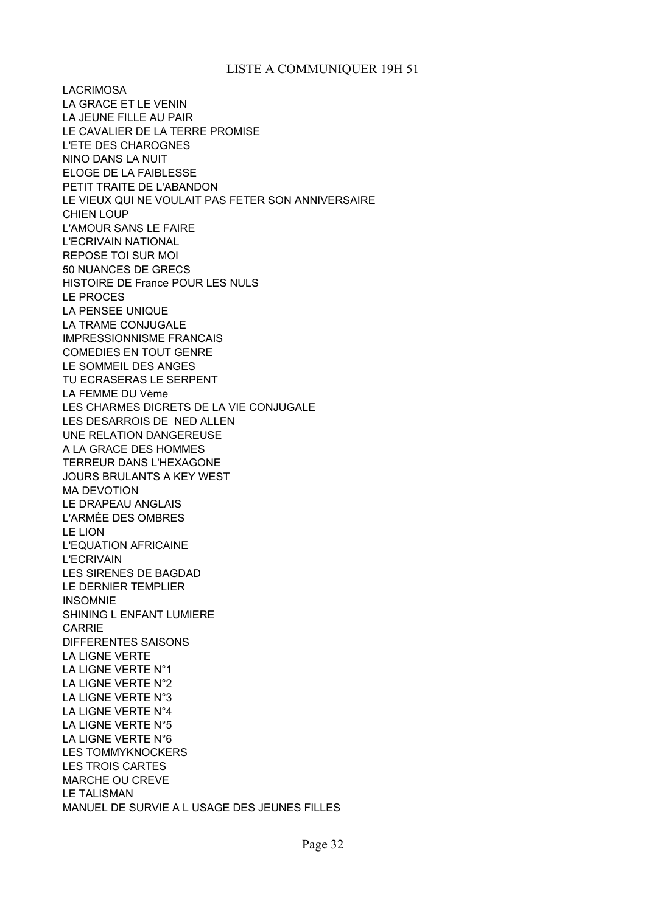# LISTE A COMMUNIQUER 19H 51

LACRIMOSA
LA GRACE ET LE VENIN
LA JEUNE FILLE AU PAIR
LE CAVALIER DE LA TERRE PROMISE
L'ETE DES CHAROGNES
NINO DANS LA NUIT
ELOGE DE LA FAIBLESSE
PETIT TRAITE DE L'ABANDON
LE VIEUX QUI NE VOULAIT PAS FETER SON ANNIVERSAIRE
CHIEN LOUP
L'AMOUR SANS LE FAIRE
L'ECRIVAIN NATIONAL
REPOSE TOI SUR MOI
50 NUANCES DE GRECS
HISTOIRE DE France POUR LES NULS
LE PROCES
LA PENSEE UNIQUE
LA TRAME CONJUGALE
IMPRESSIONNISME FRANCAIS
COMEDIES EN TOUT GENRE
LE SOMMEIL DES ANGES
TU ECRASERAS LE SERPENT
LA FEMME DU Vème
LES CHARMES DICRETS DE LA VIE CONJUGALE
LES DESARROIS DE  NED ALLEN
UNE RELATION DANGEREUSE
A LA GRACE DES HOMMES
TERREUR DANS L'HEXAGONE
JOURS BRULANTS A KEY WEST
MA DEVOTION
LE DRAPEAU ANGLAIS
L'ARMÉE DES OMBRES
LE LION
L'EQUATION AFRICAINE
L'ECRIVAIN
LES SIRENES DE BAGDAD
LE DERNIER TEMPLIER
INSOMNIE
SHINING L ENFANT LUMIERE
CARRIE
DIFFERENTES SAISONS
LA LIGNE VERTE
LA LIGNE VERTE N°1
LA LIGNE VERTE N°2
LA LIGNE VERTE N°3
LA LIGNE VERTE N°4
LA LIGNE VERTE N°5
LA LIGNE VERTE N°6
LES TOMMYKNOCKERS
LES TROIS CARTES
MARCHE OU CREVE
LE TALISMAN
MANUEL DE SURVIE A L USAGE DES JEUNES FILLES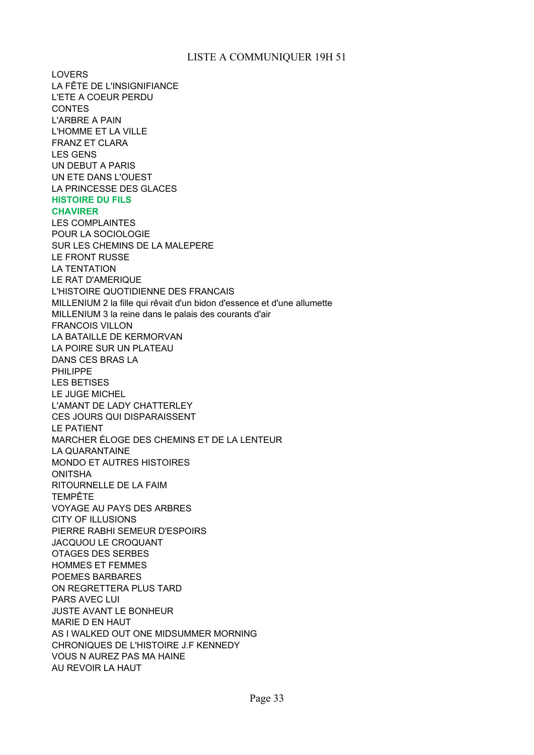LISTE A COMMUNIQUER 19H 51

LOVERS
LA FÊTE DE L'INSIGNIFIANCE
L'ETE A COEUR PERDU
CONTES
L'ARBRE A PAIN
L'HOMME ET LA VILLE
FRANZ ET CLARA
LES GENS
UN DEBUT A PARIS
UN ETE DANS L'OUEST
LA PRINCESSE DES GLACES
**HISTOIRE DU FILS**
**CHAVIRER**
LES COMPLAINTES
POUR LA SOCIOLOGIE
SUR LES CHEMINS DE LA MALEPERE
LE FRONT RUSSE
LA TENTATION
LE RAT D'AMERIQUE
L'HISTOIRE QUOTIDIENNE DES FRANCAIS
MILLENIUM 2 la fille qui rêvait d'un bidon d'essence et d'une allumette
MILLENIUM 3 la reine dans le palais des courants d'air
FRANCOIS VILLON
LA BATAILLE DE KERMORVAN
LA POIRE SUR UN PLATEAU
DANS CES BRAS LA
PHILIPPE
LES BETISES
LE JUGE MICHEL
L'AMANT DE LADY CHATTERLEY
CES JOURS QUI DISPARAISSENT
LE PATIENT
MARCHER ÉLOGE DES CHEMINS ET DE LA LENTEUR
LA QUARANTAINE
MONDO ET AUTRES HISTOIRES
ONITSHA
RITOURNELLE DE LA FAIM
TEMPÊTE
VOYAGE AU PAYS DES ARBRES
CITY OF ILLUSIONS
PIERRE RABHI SEMEUR D'ESPOIRS
JACQUOU LE CROQUANT
OTAGES DES SERBES
HOMMES ET FEMMES
POEMES BARBARES
ON REGRETTERA PLUS TARD
PARS AVEC LUI
JUSTE AVANT LE BONHEUR
MARIE D EN HAUT
AS I WALKED OUT ONE MIDSUMMER MORNING
CHRONIQUES DE L'HISTOIRE J.F KENNEDY
VOUS N AUREZ PAS MA HAINE
AU REVOIR LA HAUT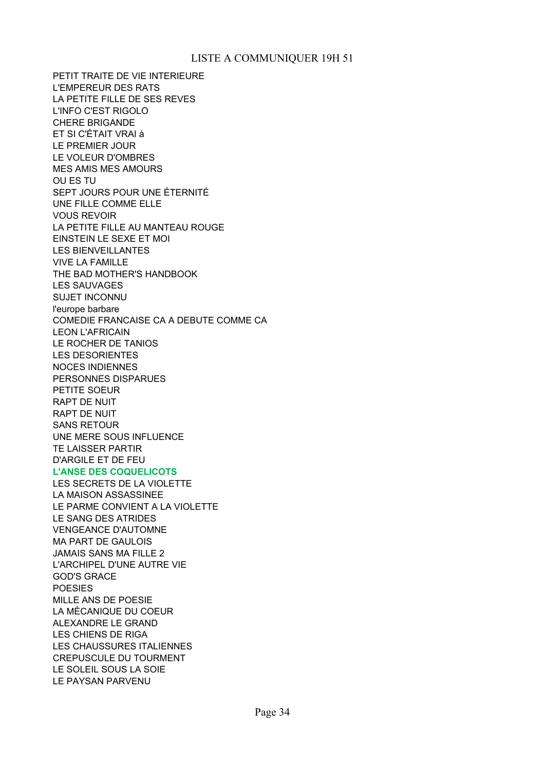LISTE A COMMUNIQUER 19H 51

PETIT TRAITE DE VIE INTERIEURE
L'EMPEREUR DES RATS
LA PETITE FILLE DE SES REVES
L'INFO C'EST RIGOLO
CHERE BRIGANDE
ET SI C'ÉTAIT VRAI à
LE PREMIER JOUR
LE VOLEUR D'OMBRES
MES AMIS MES AMOURS
OU ES TU
SEPT JOURS POUR UNE ÉTERNITÉ
UNE FILLE COMME ELLE
VOUS REVOIR
LA PETITE FILLE AU MANTEAU ROUGE
EINSTEIN LE SEXE ET MOI
LES BIENVEILLANTES
VIVE LA FAMILLE
THE BAD MOTHER'S HANDBOOK
LES SAUVAGES
SUJET INCONNU
l'europe barbare
COMEDIE FRANCAISE CA A DEBUTE COMME CA
LEON L'AFRICAIN
LE ROCHER DE TANIOS
LES DESORIENTES
NOCES INDIENNES
PERSONNES DISPARUES
PETITE SOEUR
RAPT DE NUIT
RAPT DE NUIT
SANS RETOUR
UNE MERE SOUS INFLUENCE
TE LAISSER PARTIR
D'ARGILE ET DE FEU
**L'ANSE DES COQUELICOTS**
LES SECRETS DE LA VIOLETTE
LA MAISON ASSASSINEE
LE PARME CONVIENT A LA VIOLETTE
LE SANG DES ATRIDES
VENGEANCE D'AUTOMNE
MA PART DE GAULOIS
JAMAIS SANS MA FILLE 2
L'ARCHIPEL D'UNE AUTRE VIE
GOD'S GRACE
POESIES
MILLE ANS DE POESIE
LA MÉCANIQUE DU COEUR
ALEXANDRE LE GRAND
LES CHIENS DE RIGA
LES CHAUSSURES ITALIENNES
CREPUSCULE DU TOURMENT
LE SOLEIL SOUS LA SOIE
LE PAYSAN PARVENU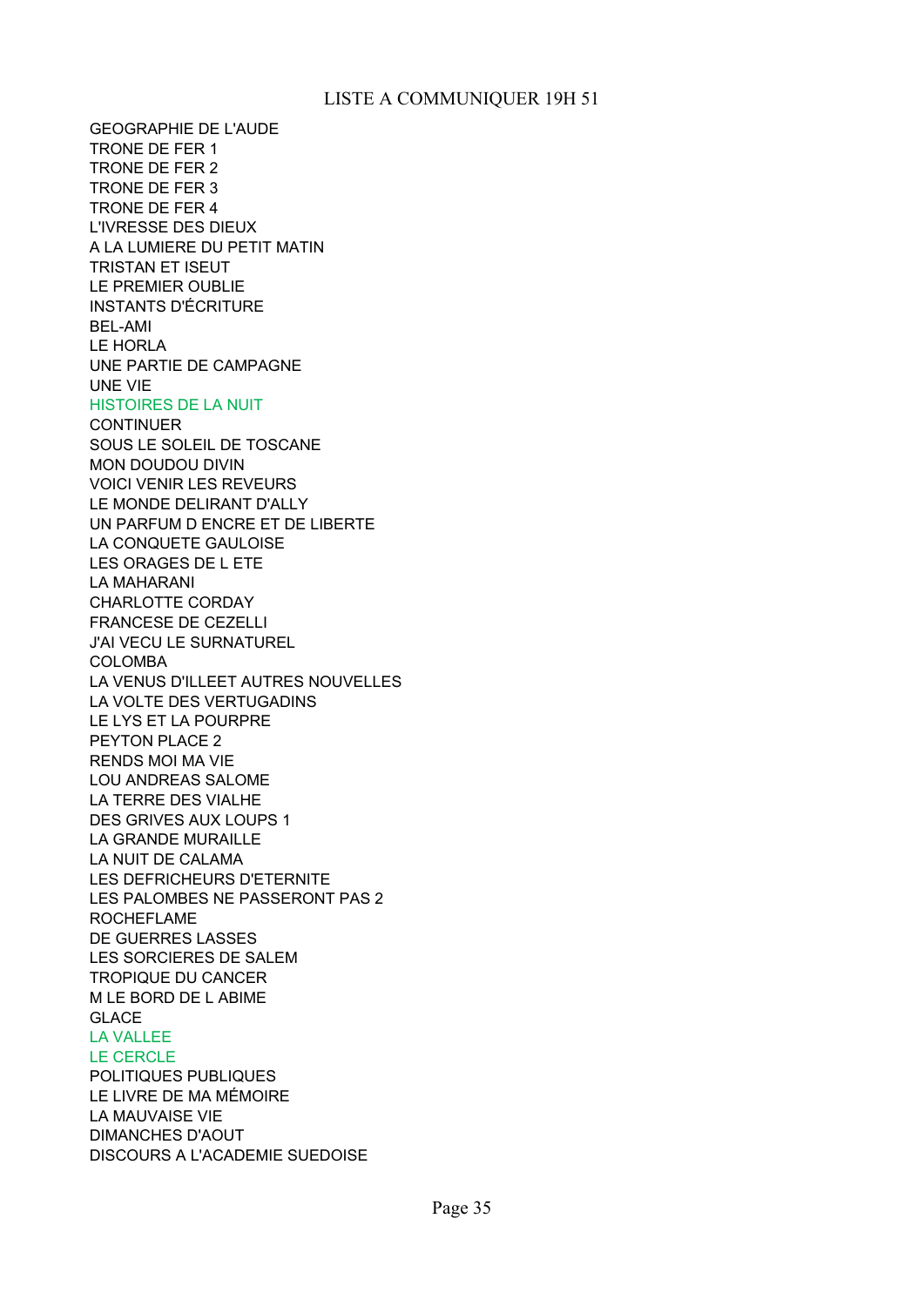LISTE A COMMUNIQUER 19H 51

GEOGRAPHIE DE L'AUDE
TRONE DE FER 1
TRONE DE FER 2
TRONE DE FER 3
TRONE DE FER 4
L'IVRESSE DES DIEUX
A LA LUMIERE DU PETIT MATIN
TRISTAN ET ISEUT
LE PREMIER OUBLIE
INSTANTS D'ÉCRITURE
BEL-AMI
LE HORLA
UNE PARTIE DE CAMPAGNE
UNE VIE
HISTOIRES DE LA NUIT
CONTINUER
SOUS LE SOLEIL DE TOSCANE
MON DOUDOU DIVIN
VOICI VENIR LES REVEURS
LE MONDE DELIRANT D'ALLY
UN PARFUM D ENCRE ET DE LIBERTE
LA CONQUETE GAULOISE
LES ORAGES DE L ETE
LA MAHARANI
CHARLOTTE CORDAY
FRANCESE DE CEZELLI
J'AI VECU LE SURNATUREL
COLOMBA
LA VENUS D'ILLEET AUTRES NOUVELLES
LA VOLTE DES VERTUGADINS
LE LYS ET LA POURPRE
PEYTON PLACE 2
RENDS MOI MA VIE
LOU ANDREAS SALOME
LA TERRE DES VIALHE
DES GRIVES AUX LOUPS 1
LA GRANDE MURAILLE
LA NUIT DE CALAMA
LES DEFRICHEURS D'ETERNITE
LES PALOMBES NE PASSERONT PAS 2
ROCHEFLAME
DE GUERRES LASSES
LES SORCIERES DE SALEM
TROPIQUE DU CANCER
M LE BORD DE L ABIME
GLACE
LA VALLEE
LE CERCLE
POLITIQUES PUBLIQUES
LE LIVRE DE MA MÉMOIRE
LA MAUVAISE VIE
DIMANCHES D'AOUT
DISCOURS A L'ACADEMIE SUEDOISE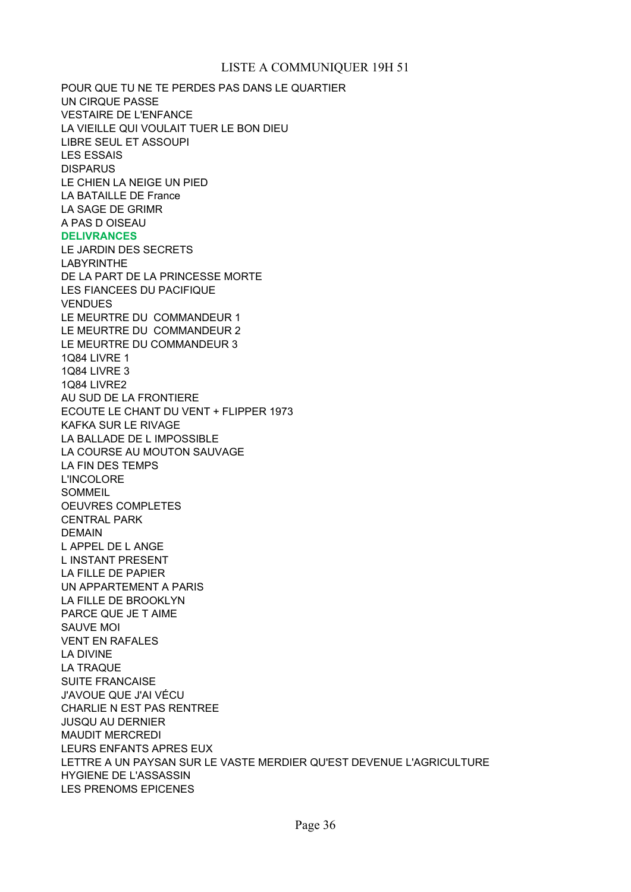LISTE A COMMUNIQUER 19H 51

POUR QUE TU NE TE PERDES PAS DANS LE QUARTIER
UN CIRQUE PASSE
VESTAIRE DE L'ENFANCE
LA VIEILLE QUI VOULAIT TUER LE BON DIEU
LIBRE SEUL ET ASSOUPI
LES ESSAIS
DISPARUS
LE CHIEN LA NEIGE UN PIED
LA BATAILLE DE France
LA SAGE DE GRIMR
A PAS D OISEAU
**DELIVRANCES**
LE JARDIN DES SECRETS
LABYRINTHE
DE LA PART DE LA PRINCESSE MORTE
LES FIANCEES DU PACIFIQUE
VENDUES
LE MEURTRE DU  COMMANDEUR 1
LE MEURTRE DU  COMMANDEUR 2
LE MEURTRE DU COMMANDEUR 3
1Q84 LIVRE 1
1Q84 LIVRE 3
1Q84 LIVRE2
AU SUD DE LA FRONTIERE
ECOUTE LE CHANT DU VENT + FLIPPER 1973
KAFKA SUR LE RIVAGE
LA BALLADE DE L IMPOSSIBLE
LA COURSE AU MOUTON SAUVAGE
LA FIN DES TEMPS
L'INCOLORE
SOMMEIL
OEUVRES COMPLETES
CENTRAL PARK
DEMAIN
L APPEL DE L ANGE
L INSTANT PRESENT
LA FILLE DE PAPIER
UN APPARTEMENT A PARIS
LA FILLE DE BROOKLYN
PARCE QUE JE T AIME
SAUVE MOI
VENT EN RAFALES
LA DIVINE
LA TRAQUE
SUITE FRANCAISE
J'AVOUE QUE J'AI VÉCU
CHARLIE N EST PAS RENTREE
JUSQU AU DERNIER
MAUDIT MERCREDI
LEURS ENFANTS APRES EUX
LETTRE A UN PAYSAN SUR LE VASTE MERDIER QU'EST DEVENUE L'AGRICULTURE
HYGIENE DE L'ASSASSIN
LES PRENOMS EPICENES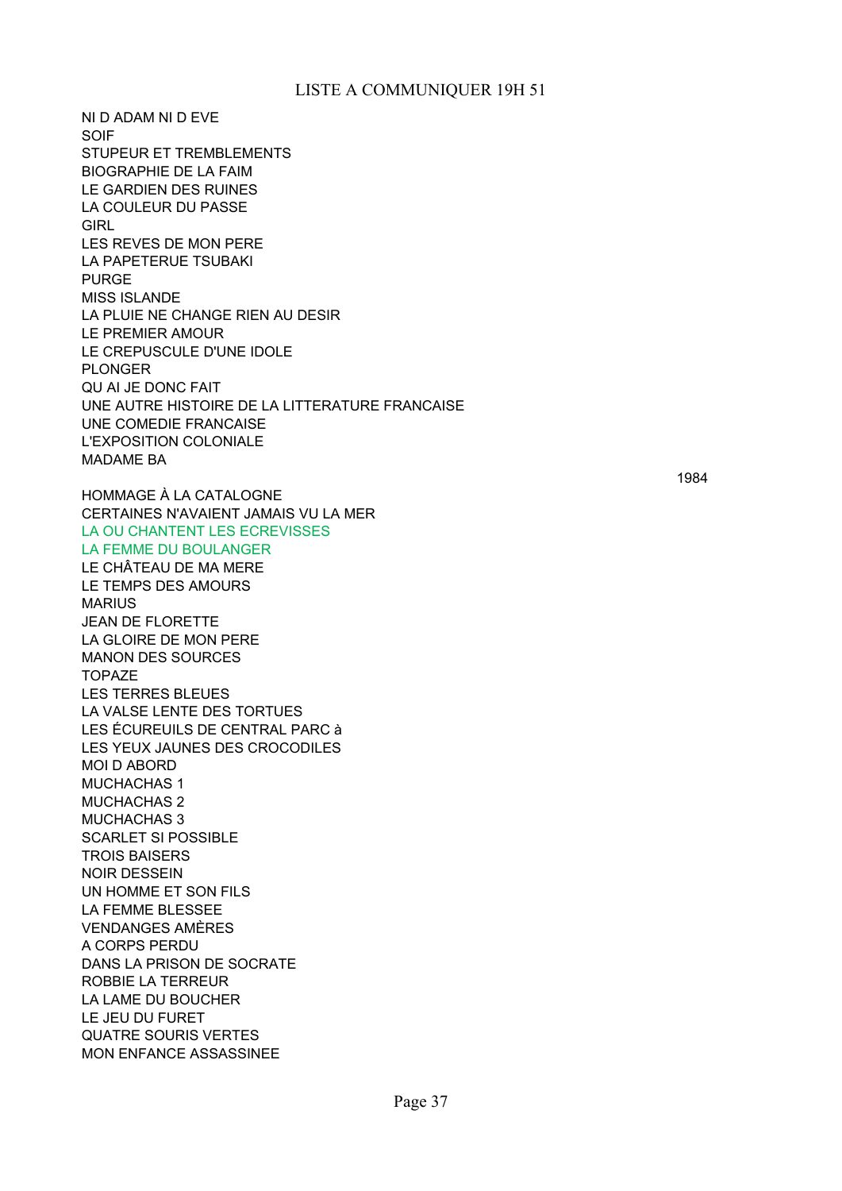LISTE A COMMUNIQUER 19H 51

NI D ADAM NI D EVE
SOIF
STUPEUR ET TREMBLEMENTS
BIOGRAPHIE DE LA FAIM
LE GARDIEN DES RUINES
LA COULEUR DU PASSE
GIRL
LES REVES DE MON PERE
LA PAPETERUE TSUBAKI
PURGE
MISS ISLANDE
LA PLUIE NE CHANGE RIEN AU DESIR
LE PREMIER AMOUR
LE CREPUSCULE D'UNE IDOLE
PLONGER
QU AI JE DONC FAIT
UNE AUTRE HISTOIRE DE LA LITTERATURE FRANCAISE
UNE COMEDIE FRANCAISE
L'EXPOSITION COLONIALE
MADAME BA

1984

HOMMAGE À LA CATALOGNE
CERTAINES N'AVAIENT JAMAIS VU LA MER
LA OU CHANTENT LES ECREVISSES
LA FEMME DU BOULANGER
LE CHÂTEAU DE MA MERE
LE TEMPS DES AMOURS
MARIUS
JEAN DE FLORETTE
LA GLOIRE DE MON PERE
MANON DES SOURCES
TOPAZE
LES TERRES BLEUES
LA VALSE LENTE DES TORTUES
LES ÉCUREUILS DE CENTRAL PARC à
LES YEUX JAUNES DES CROCODILES
MOI D ABORD
MUCHACHAS 1
MUCHACHAS 2
MUCHACHAS 3
SCARLET SI POSSIBLE
TROIS BAISERS
NOIR DESSEIN
UN HOMME ET SON FILS
LA FEMME BLESSEE
VENDANGES AMÈRES
A CORPS PERDU
DANS LA PRISON DE SOCRATE
ROBBIE LA TERREUR
LA LAME DU BOUCHER
LE JEU DU FURET
QUATRE SOURIS VERTES
MON ENFANCE ASSASSINEE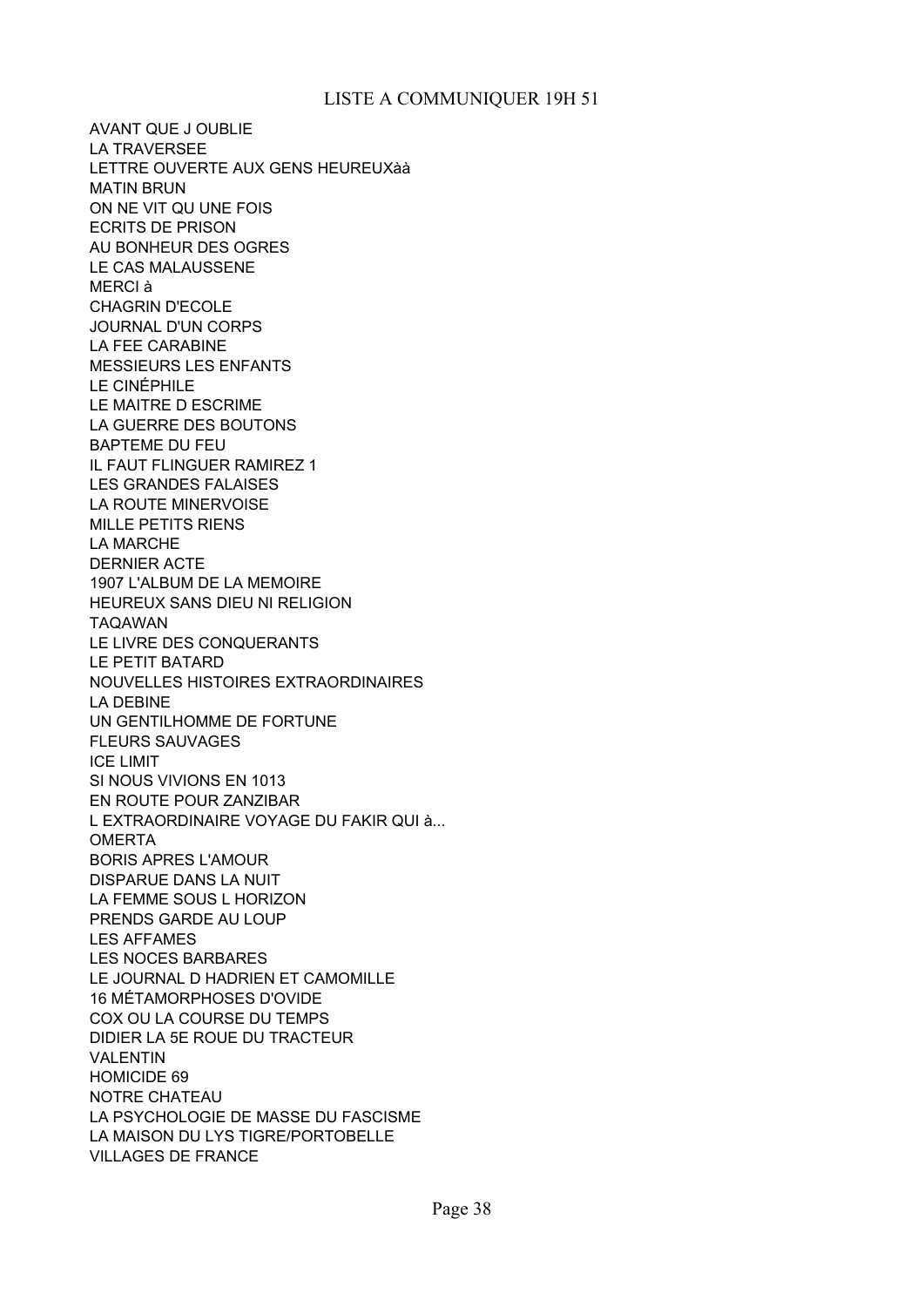LISTE A COMMUNIQUER 19H 51

AVANT QUE J OUBLIE
LA TRAVERSEE
LETTRE OUVERTE AUX GENS HEUREUXàà
MATIN BRUN
ON NE VIT QU UNE FOIS
ECRITS DE PRISON
AU BONHEUR DES OGRES
LE CAS MALAUSSENE
MERCI à
CHAGRIN D'ECOLE
JOURNAL D'UN CORPS
LA FEE CARABINE
MESSIEURS LES ENFANTS
LE CINÉPHILE
LE MAITRE D ESCRIME
LA GUERRE DES BOUTONS
BAPTEME DU FEU
IL FAUT FLINGUER RAMIREZ 1
LES GRANDES FALAISES
LA ROUTE MINERVOISE
MILLE PETITS RIENS
LA MARCHE
DERNIER ACTE
1907 L'ALBUM DE LA MEMOIRE
HEUREUX SANS DIEU NI RELIGION
TAQAWAN
LE LIVRE DES CONQUERANTS
LE PETIT BATARD
NOUVELLES HISTOIRES EXTRAORDINAIRES
LA DEBINE
UN GENTILHOMME DE FORTUNE
FLEURS SAUVAGES
ICE LIMIT
SI NOUS VIVIONS EN 1013
EN ROUTE POUR ZANZIBAR
L EXTRAORDINAIRE VOYAGE DU FAKIR QUI à...
OMERTA
BORIS APRES L'AMOUR
DISPARUE DANS LA NUIT
LA FEMME SOUS L HORIZON
PRENDS GARDE AU LOUP
LES AFFAMES
LES NOCES BARBARES
LE JOURNAL D HADRIEN ET CAMOMILLE
16 MÉTAMORPHOSES D'OVIDE
COX OU LA COURSE DU TEMPS
DIDIER LA 5E ROUE DU TRACTEUR
VALENTIN
HOMICIDE 69
NOTRE CHATEAU
LA PSYCHOLOGIE DE MASSE DU FASCISME
LA MAISON DU LYS TIGRE/PORTOBELLE
VILLAGES DE FRANCE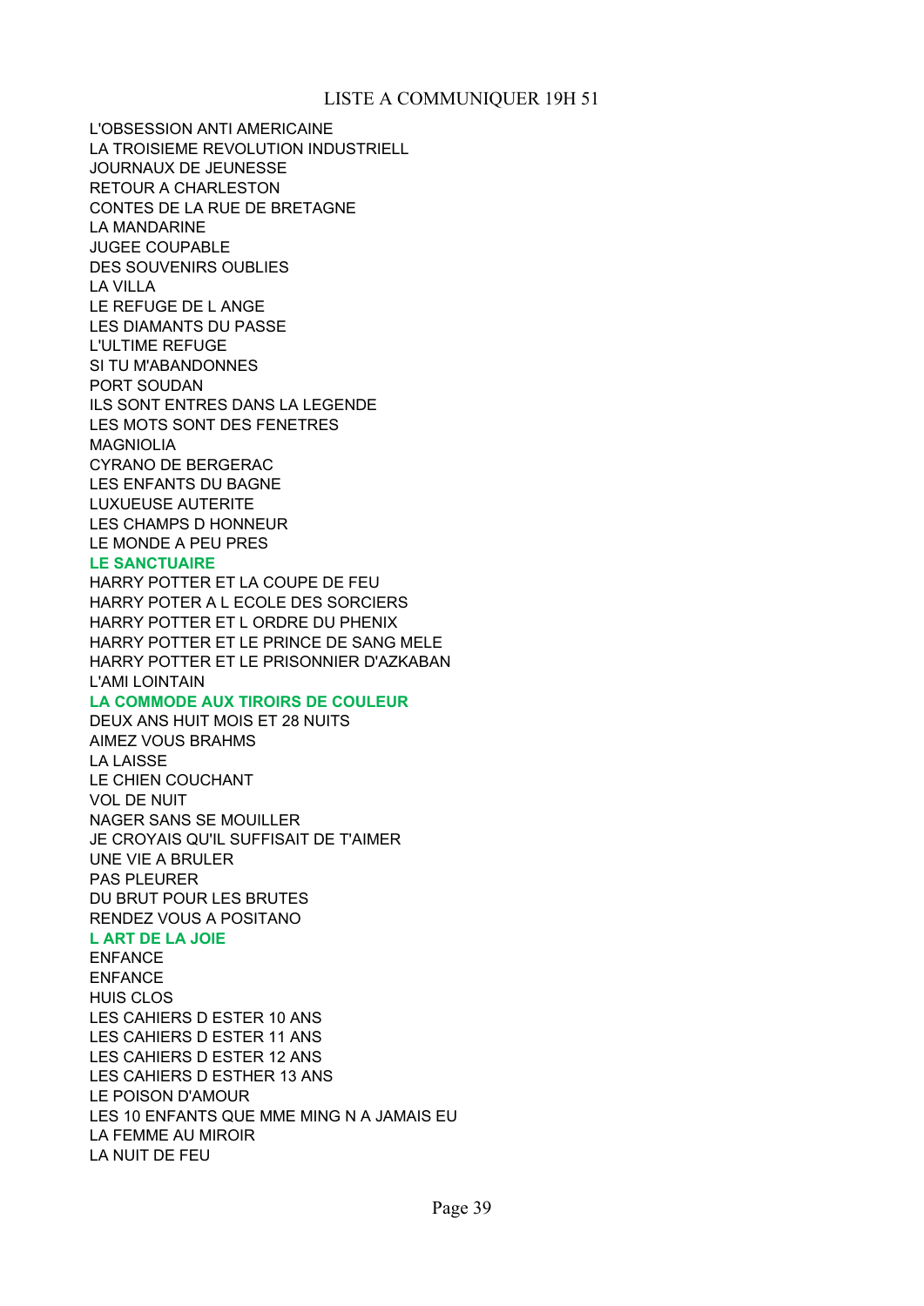LISTE A COMMUNIQUER 19H 51

L'OBSESSION ANTI AMERICAINE
LA TROISIEME REVOLUTION INDUSTRIELL
JOURNAUX DE JEUNESSE
RETOUR A CHARLESTON
CONTES DE LA RUE DE BRETAGNE
LA MANDARINE
JUGEE COUPABLE
DES SOUVENIRS OUBLIES
LA VILLA
LE REFUGE DE L ANGE
LES DIAMANTS DU PASSE
L'ULTIME REFUGE
SI TU M'ABANDONNES
PORT SOUDAN
ILS SONT ENTRES DANS LA LEGENDE
LES MOTS SONT DES FENETRES
MAGNIOLIA
CYRANO DE BERGERAC
LES ENFANTS DU BAGNE
LUXUEUSE AUTERITE
LES CHAMPS D HONNEUR
LE MONDE A PEU PRES
**LE SANCTUAIRE**
HARRY POTTER ET LA COUPE DE FEU
HARRY POTER A L ECOLE DES SORCIERS
HARRY POTTER ET L ORDRE DU PHENIX
HARRY POTTER ET LE PRINCE DE SANG MELE
HARRY POTTER ET LE PRISONNIER D'AZKABAN
L'AMI LOINTAIN
**LA COMMODE AUX TIROIRS DE COULEUR**
DEUX ANS HUIT MOIS ET 28 NUITS
AIMEZ VOUS BRAHMS
LA LAISSE
LE CHIEN COUCHANT
VOL DE NUIT
NAGER SANS SE MOUILLER
JE CROYAIS QU'IL SUFFISAIT DE T'AIMER
UNE VIE A BRULER
PAS PLEURER
DU BRUT POUR LES BRUTES
RENDEZ VOUS A POSITANO
**L ART DE LA JOIE**
ENFANCE
ENFANCE
HUIS CLOS
LES CAHIERS D ESTER 10 ANS
LES CAHIERS D ESTER 11 ANS
LES CAHIERS D ESTER 12 ANS
LES CAHIERS D ESTHER 13 ANS
LE POISON D'AMOUR
LES 10 ENFANTS QUE MME MING N A JAMAIS EU
LA FEMME AU MIROIR
LA NUIT DE FEU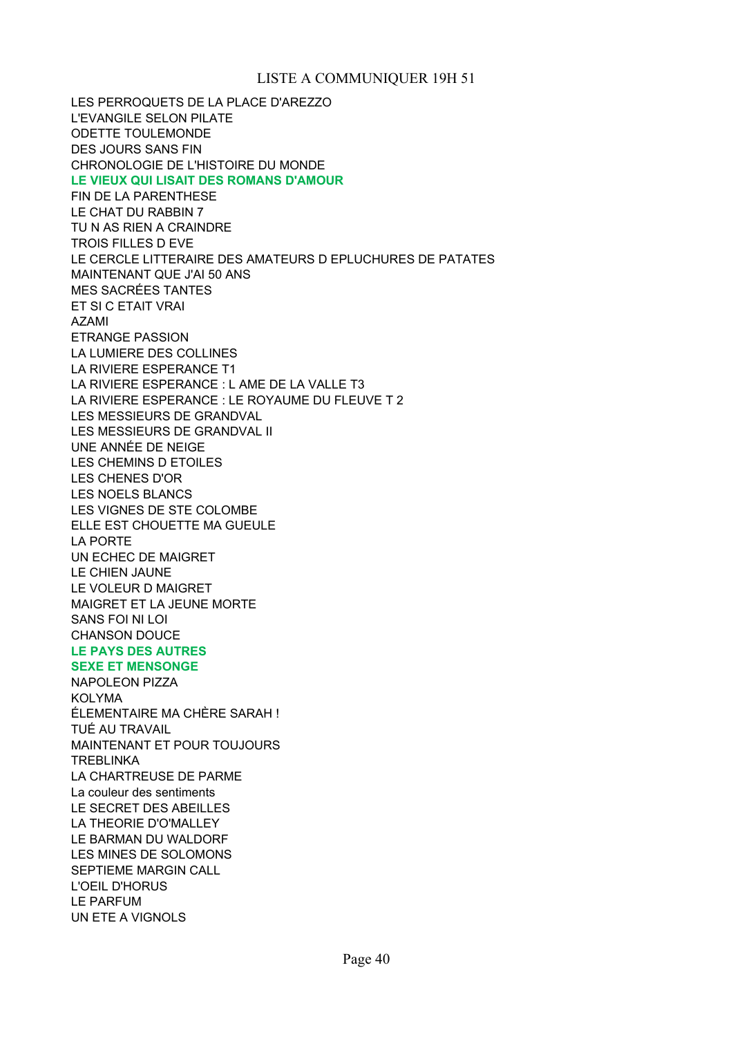LISTE A COMMUNIQUER 19H 51

LES PERROQUETS DE LA PLACE D'AREZZO
L'EVANGILE SELON PILATE
ODETTE TOULEMONDE
DES JOURS SANS FIN
CHRONOLOGIE DE L'HISTOIRE DU MONDE
**LE VIEUX QUI LISAIT DES ROMANS D'AMOUR**
FIN DE LA PARENTHESE
LE CHAT DU RABBIN 7
TU N AS RIEN A CRAINDRE
TROIS FILLES D EVE
LE CERCLE LITTERAIRE DES AMATEURS D EPLUCHURES DE PATATES
MAINTENANT QUE J'AI 50 ANS
MES SACRÉES TANTES
ET SI C ETAIT VRAI
AZAMI
ETRANGE PASSION
LA LUMIERE DES COLLINES
LA RIVIERE ESPERANCE T1
LA RIVIERE ESPERANCE : L AME DE LA VALLE T3
LA RIVIERE ESPERANCE : LE ROYAUME DU FLEUVE T 2
LES MESSIEURS DE GRANDVAL
LES MESSIEURS DE GRANDVAL II
UNE ANNÉE DE NEIGE
LES CHEMINS D ETOILES
LES CHENES D'OR
LES NOELS BLANCS
LES VIGNES DE STE COLOMBE
ELLE EST CHOUETTE MA GUEULE
LA PORTE
UN ECHEC DE MAIGRET
LE CHIEN JAUNE
LE VOLEUR D MAIGRET
MAIGRET ET LA JEUNE MORTE
SANS FOI NI LOI
CHANSON DOUCE
**LE PAYS DES AUTRES**
**SEXE ET MENSONGE**
NAPOLEON PIZZA
KOLYMA
ÉLEMENTAIRE MA CHÈRE SARAH !
TUÉ AU TRAVAIL
MAINTENANT ET POUR TOUJOURS
TREBLINKA
LA CHARTREUSE DE PARME
La couleur des sentiments
LE SECRET DES ABEILLES
LA THEORIE D'O'MALLEY
LE BARMAN DU WALDORF
LES MINES DE SOLOMONS
SEPTIEME MARGIN CALL
L'OEIL D'HORUS
LE PARFUM
UN ETE A VIGNOLS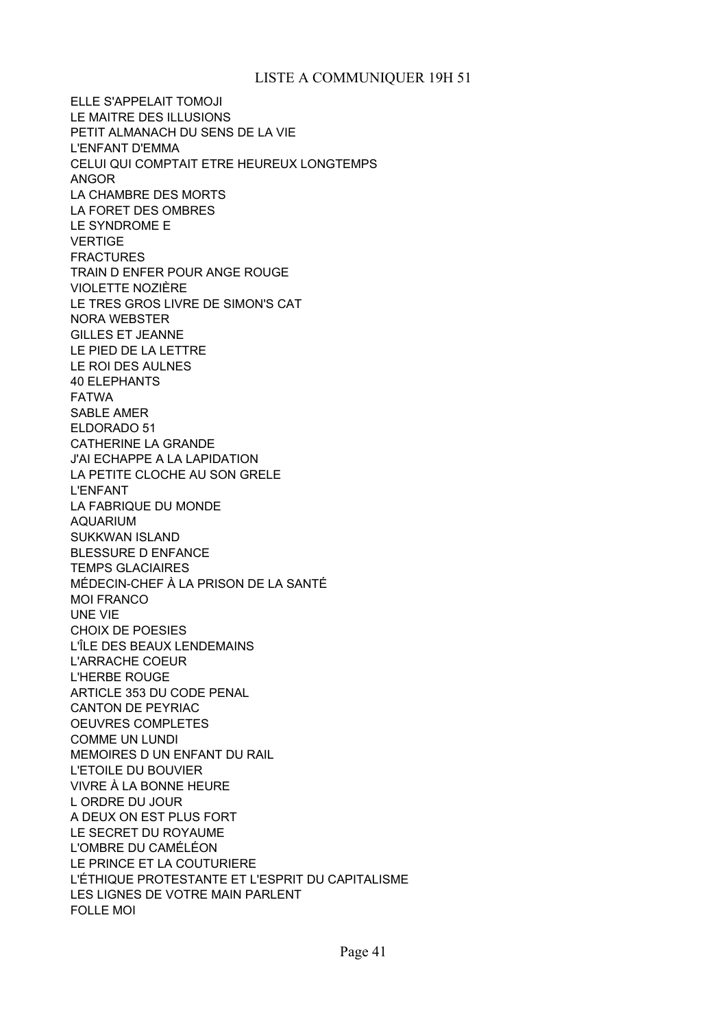LISTE A COMMUNIQUER 19H 51

ELLE S'APPELAIT TOMOJI
LE MAITRE DES ILLUSIONS
PETIT ALMANACH DU SENS DE LA VIE
L'ENFANT D'EMMA
CELUI QUI COMPTAIT ETRE HEUREUX LONGTEMPS
ANGOR
LA CHAMBRE DES MORTS
LA FORET DES OMBRES
LE SYNDROME E
VERTIGE
FRACTURES
TRAIN D ENFER POUR ANGE ROUGE
VIOLETTE NOZIÈRE
LE TRES GROS LIVRE DE SIMON'S CAT
NORA WEBSTER
GILLES ET JEANNE
LE PIED DE LA LETTRE
LE ROI DES AULNES
40 ELEPHANTS
FATWA
SABLE AMER
ELDORADO 51
CATHERINE LA GRANDE
J'AI ECHAPPE A LA LAPIDATION
LA PETITE CLOCHE AU SON GRELE
L'ENFANT
LA FABRIQUE DU MONDE
AQUARIUM
SUKKWAN ISLAND
BLESSURE D ENFANCE
TEMPS GLACIAIRES
MÉDECIN-CHEF À LA PRISON DE LA SANTÉ
MOI FRANCO
UNE VIE
CHOIX DE POESIES
L'ÎLE DES BEAUX LENDEMAINS
L'ARRACHE COEUR
L'HERBE ROUGE
ARTICLE 353 DU CODE PENAL
CANTON DE PEYRIAC
OEUVRES COMPLETES
COMME UN LUNDI
MEMOIRES D UN ENFANT DU RAIL
L'ETOILE DU BOUVIER
VIVRE À LA BONNE HEURE
L ORDRE DU JOUR
A DEUX ON EST PLUS FORT
LE SECRET DU ROYAUME
L'OMBRE DU CAMÉLÉON
LE PRINCE ET LA COUTURIERE
L'ÉTHIQUE PROTESTANTE ET L'ESPRIT DU CAPITALISME
LES LIGNES DE VOTRE MAIN PARLENT
FOLLE MOI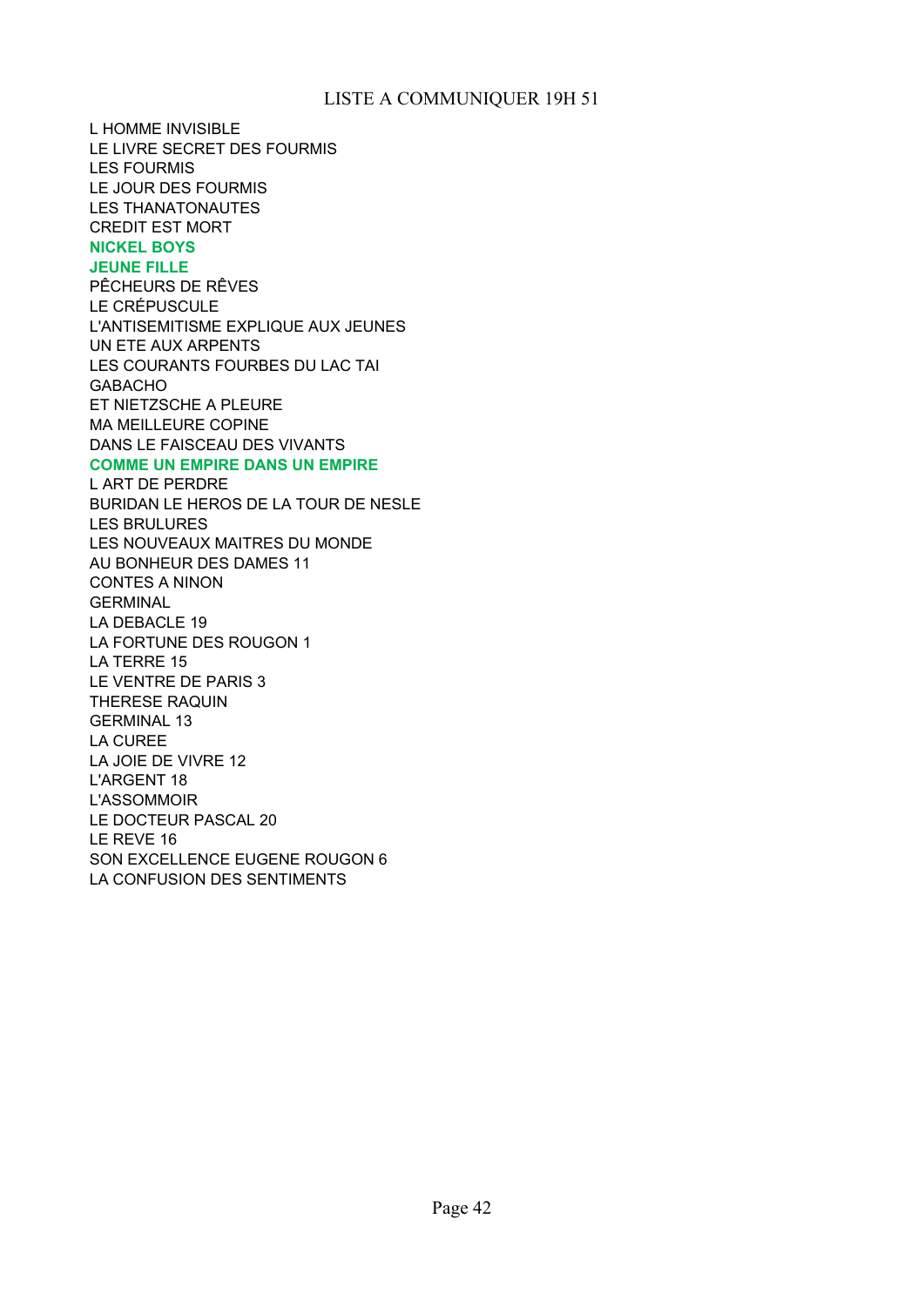LISTE A COMMUNIQUER 19H 51

L HOMME INVISIBLE
LE LIVRE SECRET DES FOURMIS
LES FOURMIS
LE JOUR DES FOURMIS
LES THANATONAUTES
CREDIT EST MORT
**NICKEL BOYS**
**JEUNE FILLE**
PÊCHEURS DE RÊVES
LE CRÉPUSCULE
L'ANTISEMITISME EXPLIQUE AUX JEUNES
UN ETE AUX ARPENTS
LES COURANTS FOURBES DU LAC TAI
GABACHO
ET NIETZSCHE A PLEURE
MA MEILLEURE COPINE
DANS LE FAISCEAU DES VIVANTS
**COMME UN EMPIRE DANS UN EMPIRE**
L ART DE PERDRE
BURIDAN LE HEROS DE LA TOUR DE NESLE
LES BRULURES
LES NOUVEAUX MAITRES DU MONDE
AU BONHEUR DES DAMES 11
CONTES A NINON
GERMINAL
LA DEBACLE 19
LA FORTUNE DES ROUGON 1
LA TERRE 15
LE VENTRE DE PARIS 3
THERESE RAQUIN
GERMINAL 13
LA CUREE
LA JOIE DE VIVRE 12
L'ARGENT 18
L'ASSOMMOIR
LE DOCTEUR PASCAL 20
LE REVE 16
SON EXCELLENCE EUGENE ROUGON 6
LA CONFUSION DES SENTIMENTS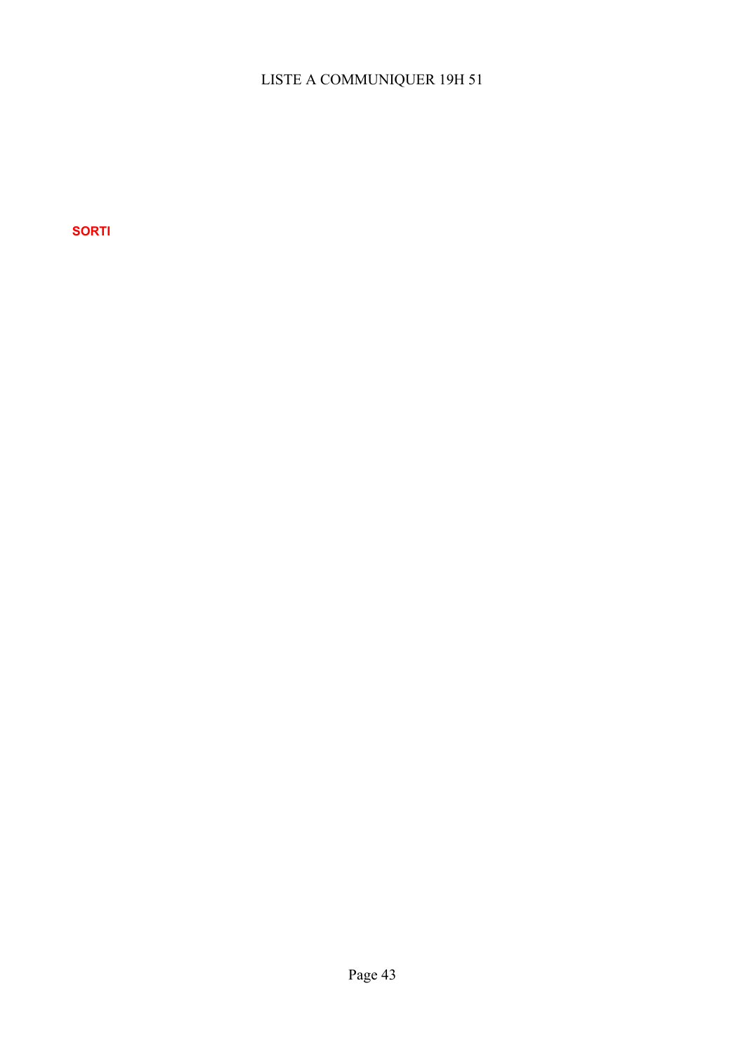**SORTI**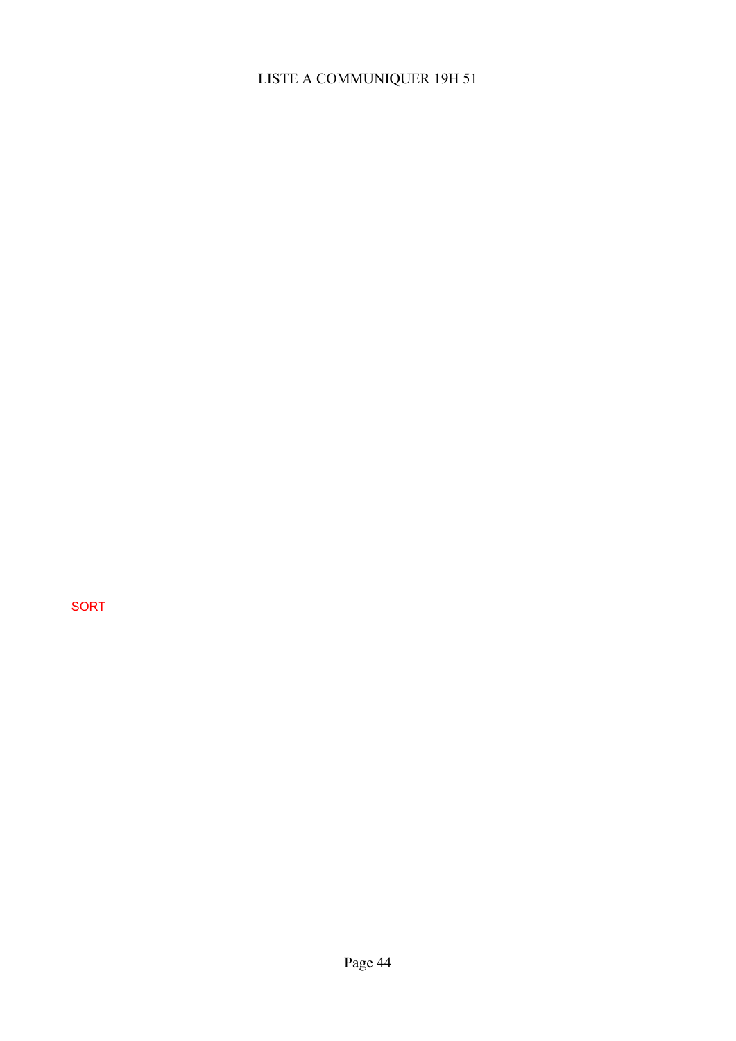LISTE A COMMUNIQUER 19H 51

SORT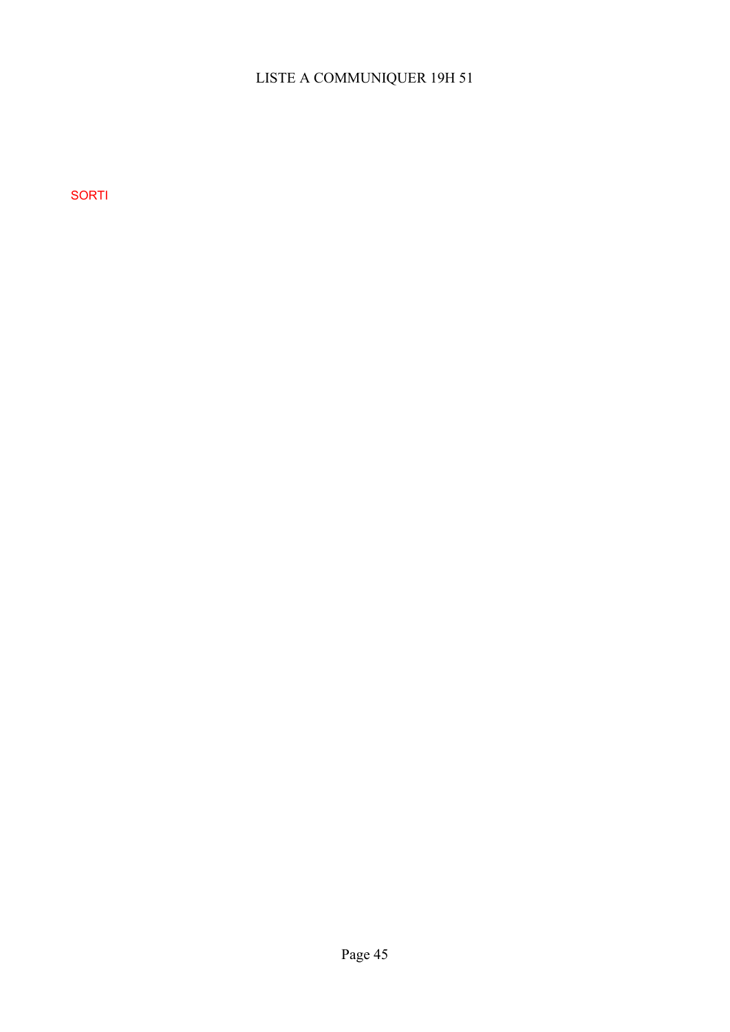LISTE A COMMUNIQUER 19H 51

SORTI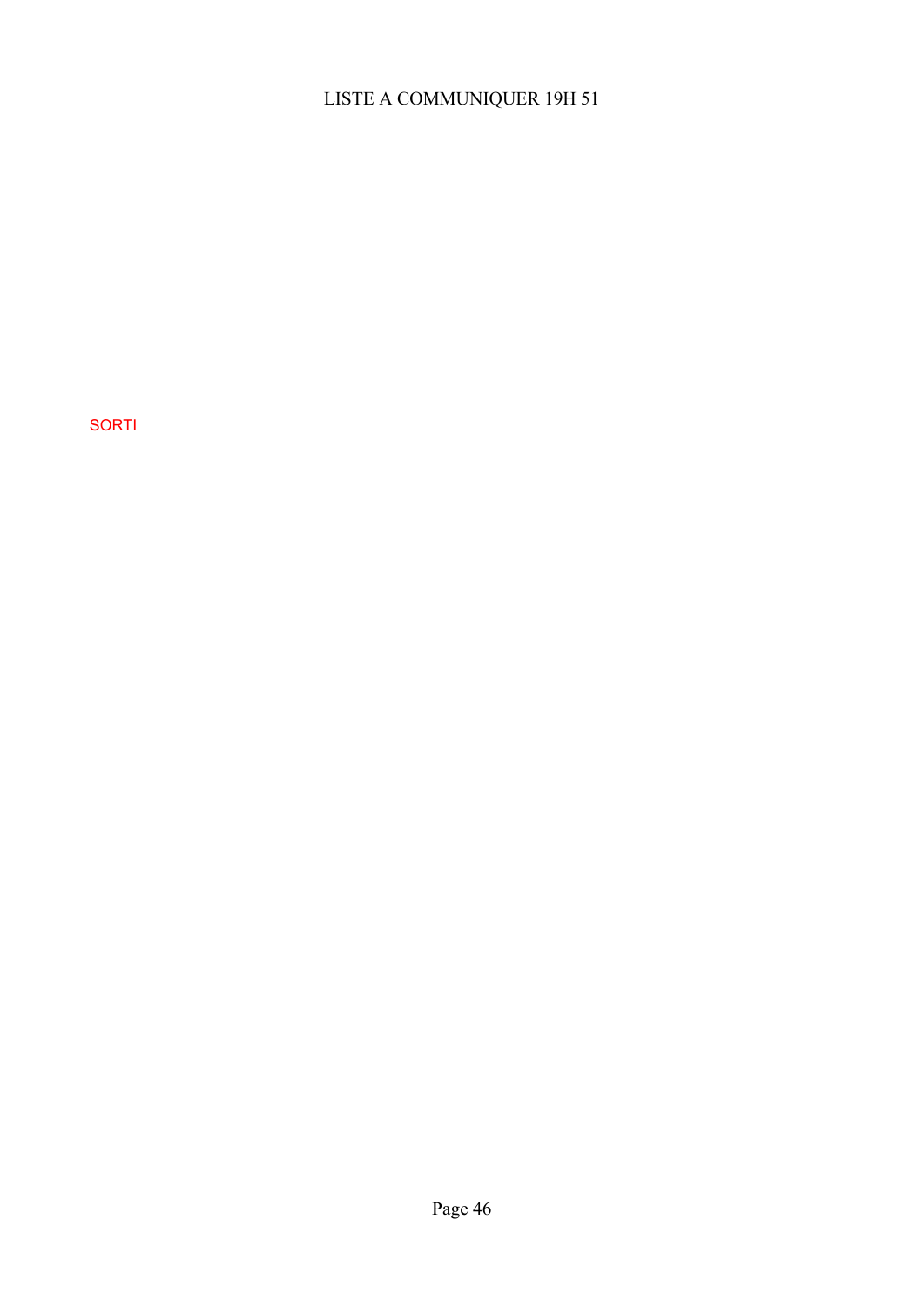SORTI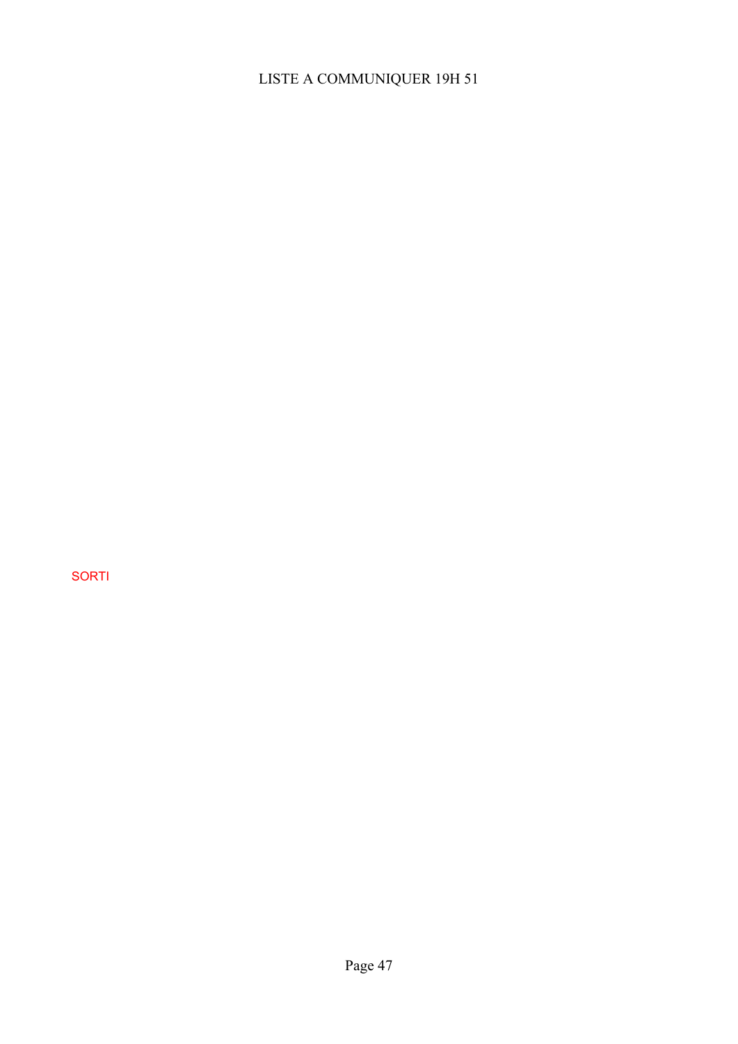LISTE A COMMUNIQUER 19H 51

SORTI